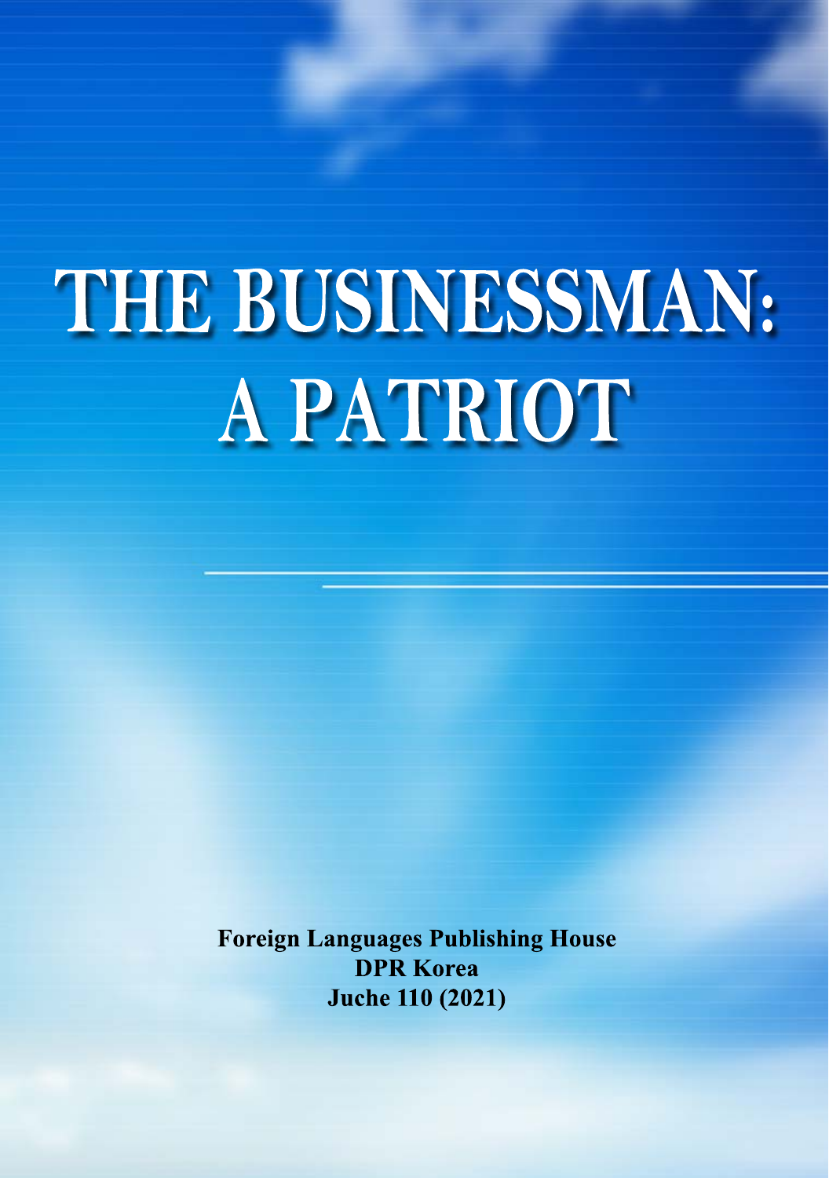# THE BUSINESSMAN: A PATRIOT

**Foreign Languages Publishing House**
**DPR Korea**
**Juche 110 (2021)**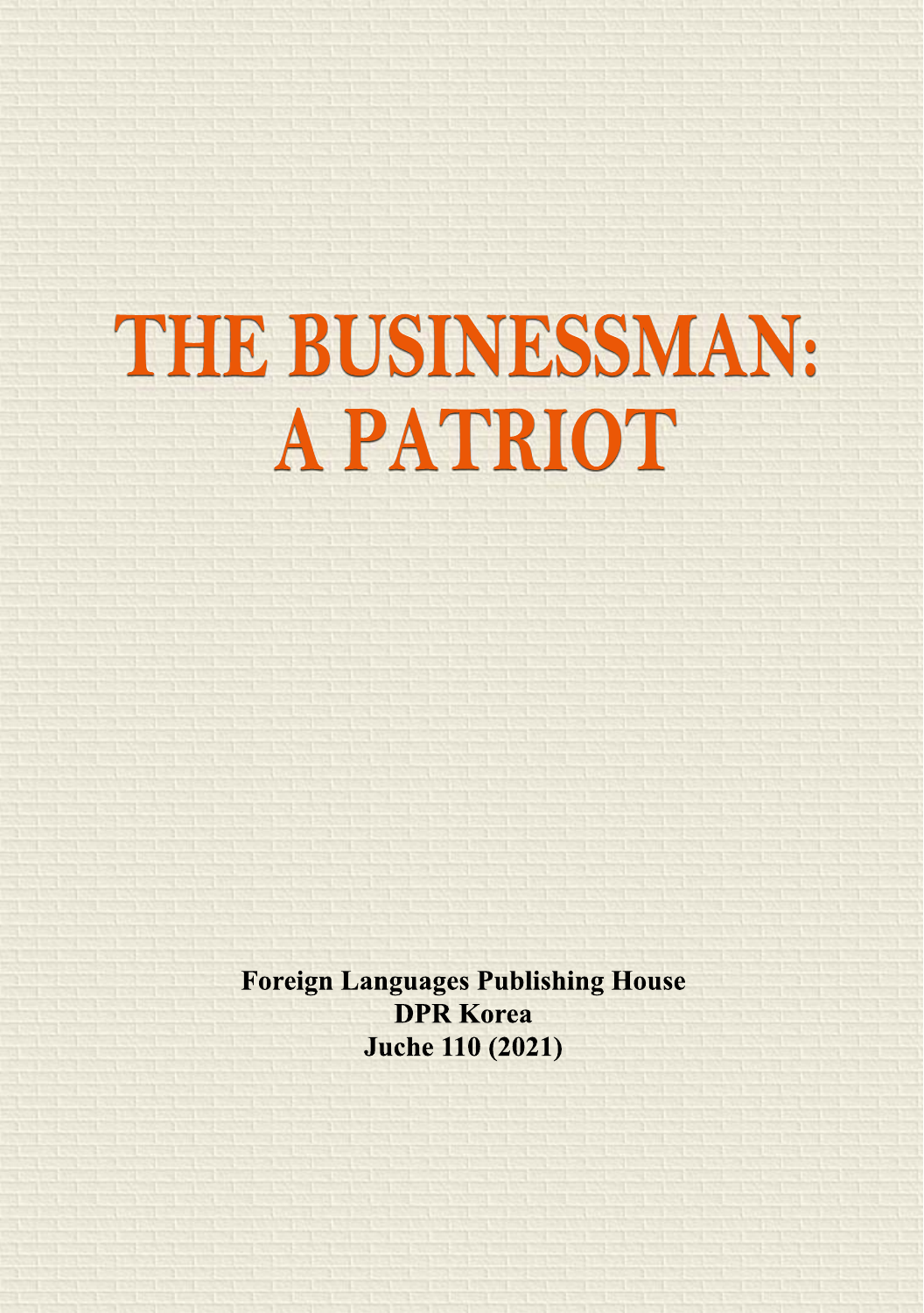# THE BUSINESSMAN: A PATRIOT

**Foreign Languages Publishing House**
**DPR Korea**
**Juche 110 (2021)**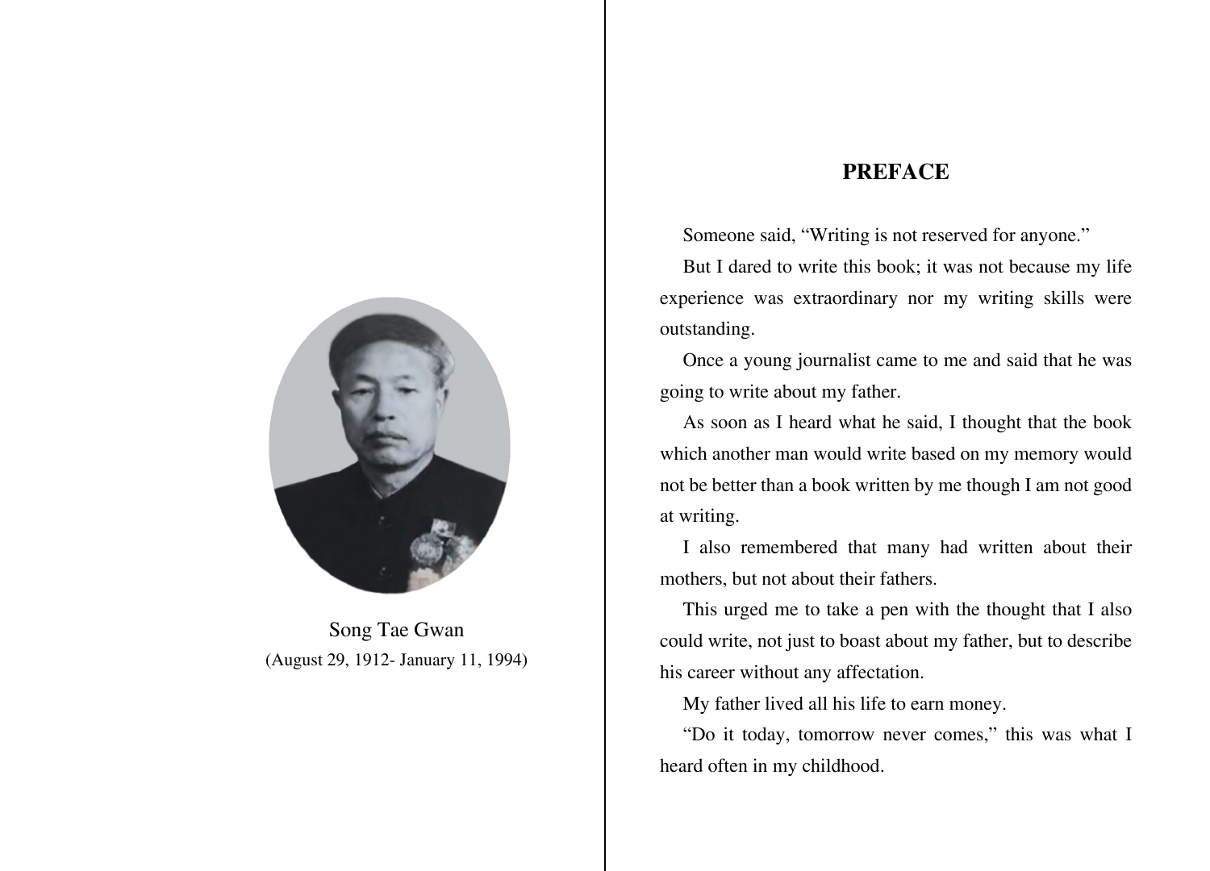Song Tae Gwan
(August 29, 1912- January 11, 1994)

## PREFACE

Someone said, "Writing is not reserved for anyone."

But I dared to write this book; it was not because my life experience was extraordinary nor my writing skills were outstanding.

Once a young journalist came to me and said that he was going to write about my father.

As soon as I heard what he said, I thought that the book which another man would write based on my memory would not be better than a book written by me though I am not good at writing.

I also remembered that many had written about their mothers, but not about their fathers.

This urged me to take a pen with the thought that I also could write, not just to boast about my father, but to describe his career without any affectation.

My father lived all his life to earn money.

"Do it today, tomorrow never comes," this was what I heard often in my childhood.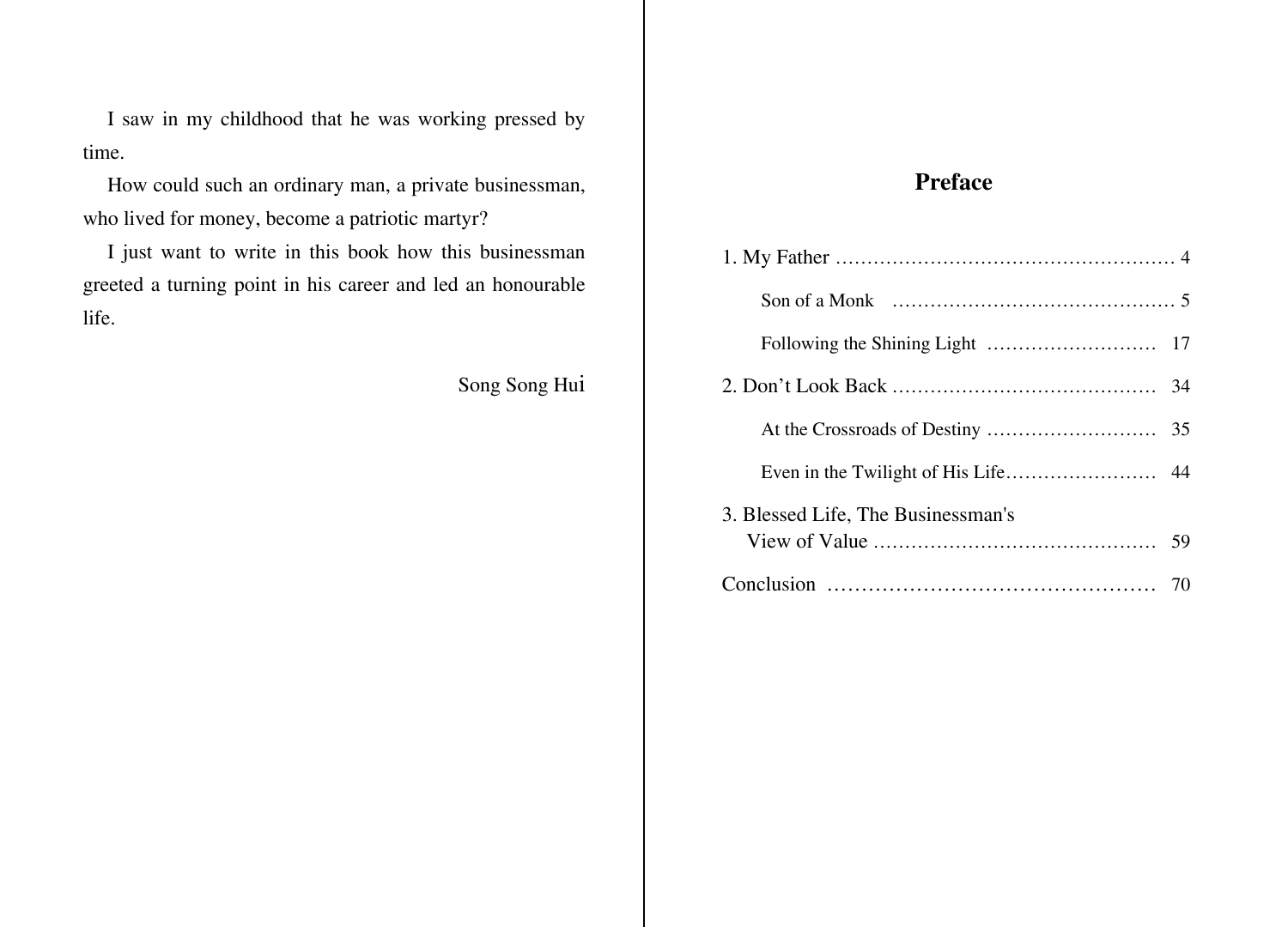I saw in my childhood that he was working pressed by time.

How could such an ordinary man, a private businessman, who lived for money, become a patriotic martyr?

I just want to write in this book how this businessman greeted a turning point in his career and led an honourable life.

Song Song Hui

## Preface

1. My Father ...................................................... 4
   - Son of a Monk ............................................ 5
   - Following the Shining Light ........................... 17
2. Don't Look Back ......................................... 34
   - At the Crossroads of Destiny ........................... 35
   - Even in the Twilight of His Life........................ 44
3. Blessed Life, The Businessman's View of Value ............................................ 59

Conclusion ................................................ 70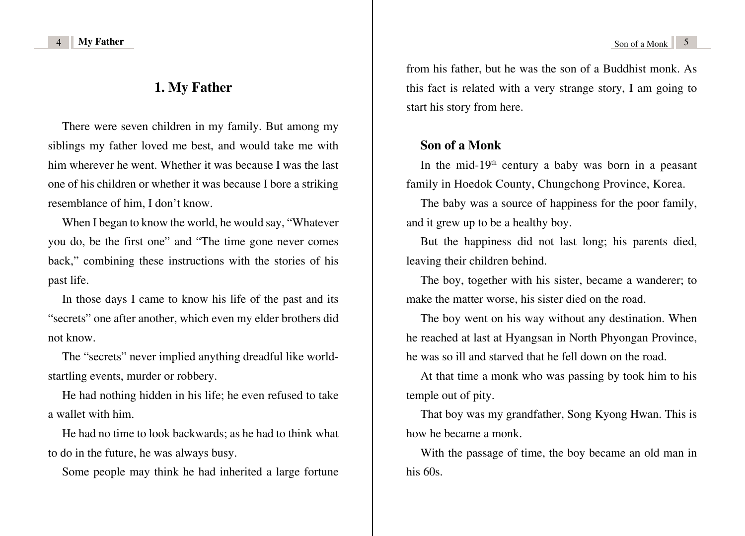# 1. My Father

There were seven children in my family. But among my siblings my father loved me best, and would take me with him wherever he went. Whether it was because I was the last one of his children or whether it was because I bore a striking resemblance of him, I don't know.

When I began to know the world, he would say, "Whatever you do, be the first one" and "The time gone never comes back," combining these instructions with the stories of his past life.

In those days I came to know his life of the past and its "secrets" one after another, which even my elder brothers did not know.

The "secrets" never implied anything dreadful like world-startling events, murder or robbery.

He had nothing hidden in his life; he even refused to take a wallet with him.

He had no time to look backwards; as he had to think what to do in the future, he was always busy.

Some people may think he had inherited a large fortune from his father, but he was the son of a Buddhist monk. As this fact is related with a very strange story, I am going to start his story from here.

## Son of a Monk

In the mid-19th century a baby was born in a peasant family in Hoedok County, Chungchong Province, Korea.

The baby was a source of happiness for the poor family, and it grew up to be a healthy boy.

But the happiness did not last long; his parents died, leaving their children behind.

The boy, together with his sister, became a wanderer; to make the matter worse, his sister died on the road.

The boy went on his way without any destination. When he reached at last at Hyangsan in North Phyongan Province, he was so ill and starved that he fell down on the road.

At that time a monk who was passing by took him to his temple out of pity.

That boy was my grandfather, Song Kyong Hwan. This is how he became a monk.

With the passage of time, the boy became an old man in his 60s.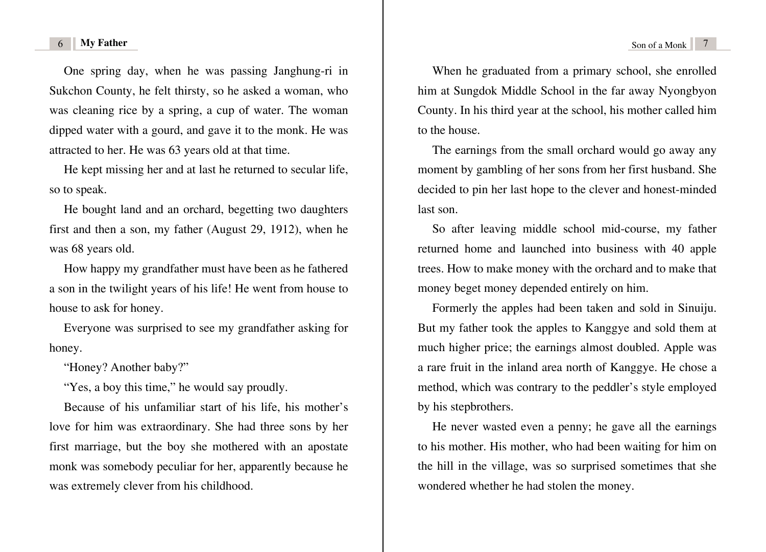One spring day, when he was passing Janghung-ri in Sukchon County, he felt thirsty, so he asked a woman, who was cleaning rice by a spring, a cup of water. The woman dipped water with a gourd, and gave it to the monk. He was attracted to her. He was 63 years old at that time.

He kept missing her and at last he returned to secular life, so to speak.

He bought land and an orchard, begetting two daughters first and then a son, my father (August 29, 1912), when he was 68 years old.

How happy my grandfather must have been as he fathered a son in the twilight years of his life! He went from house to house to ask for honey.

Everyone was surprised to see my grandfather asking for honey.

"Honey? Another baby?"

"Yes, a boy this time," he would say proudly.

Because of his unfamiliar start of his life, his mother's love for him was extraordinary. She had three sons by her first marriage, but the boy she mothered with an apostate monk was somebody peculiar for her, apparently because he was extremely clever from his childhood.

When he graduated from a primary school, she enrolled him at Sungdok Middle School in the far away Nyongbyon County. In his third year at the school, his mother called him to the house.

The earnings from the small orchard would go away any moment by gambling of her sons from her first husband. She decided to pin her last hope to the clever and honest-minded last son.

So after leaving middle school mid-course, my father returned home and launched into business with 40 apple trees. How to make money with the orchard and to make that money beget money depended entirely on him.

Formerly the apples had been taken and sold in Sinuiju. But my father took the apples to Kanggye and sold them at much higher price; the earnings almost doubled. Apple was a rare fruit in the inland area north of Kanggye. He chose a method, which was contrary to the peddler's style employed by his stepbrothers.

He never wasted even a penny; he gave all the earnings to his mother. His mother, who had been waiting for him on the hill in the village, was so surprised sometimes that she wondered whether he had stolen the money.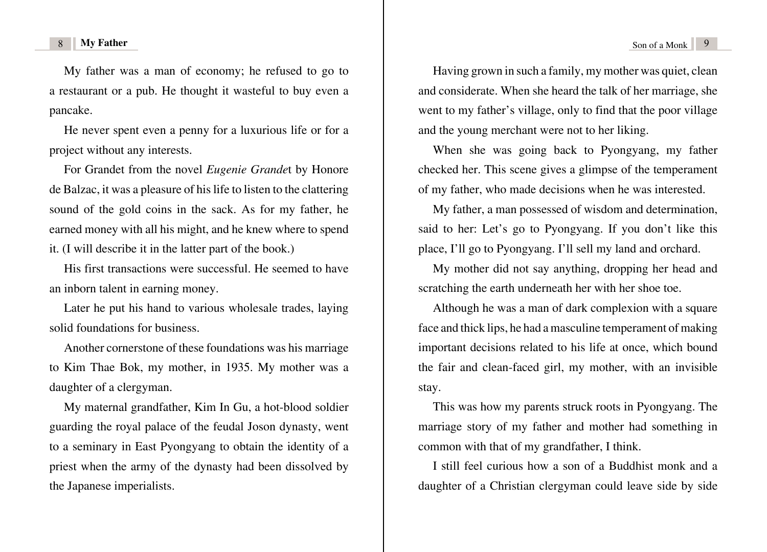My father was a man of economy; he refused to go to a restaurant or a pub. He thought it wasteful to buy even a pancake.

He never spent even a penny for a luxurious life or for a project without any interests.

For Grandet from the novel *Eugenie Grande*t by Honore de Balzac, it was a pleasure of his life to listen to the clattering sound of the gold coins in the sack. As for my father, he earned money with all his might, and he knew where to spend it. (I will describe it in the latter part of the book.)

His first transactions were successful. He seemed to have an inborn talent in earning money.

Later he put his hand to various wholesale trades, laying solid foundations for business.

Another cornerstone of these foundations was his marriage to Kim Thae Bok, my mother, in 1935. My mother was a daughter of a clergyman.

My maternal grandfather, Kim In Gu, a hot-blood soldier guarding the royal palace of the feudal Joson dynasty, went to a seminary in East Pyongyang to obtain the identity of a priest when the army of the dynasty had been dissolved by the Japanese imperialists.

Having grown in such a family, my mother was quiet, clean and considerate. When she heard the talk of her marriage, she went to my father's village, only to find that the poor village and the young merchant were not to her liking.

When she was going back to Pyongyang, my father checked her. This scene gives a glimpse of the temperament of my father, who made decisions when he was interested.

My father, a man possessed of wisdom and determination, said to her: Let's go to Pyongyang. If you don't like this place, I'll go to Pyongyang. I'll sell my land and orchard.

My mother did not say anything, dropping her head and scratching the earth underneath her with her shoe toe.

Although he was a man of dark complexion with a square face and thick lips, he had a masculine temperament of making important decisions related to his life at once, which bound the fair and clean-faced girl, my mother, with an invisible stay.

This was how my parents struck roots in Pyongyang. The marriage story of my father and mother had something in common with that of my grandfather, I think.

I still feel curious how a son of a Buddhist monk and a daughter of a Christian clergyman could leave side by side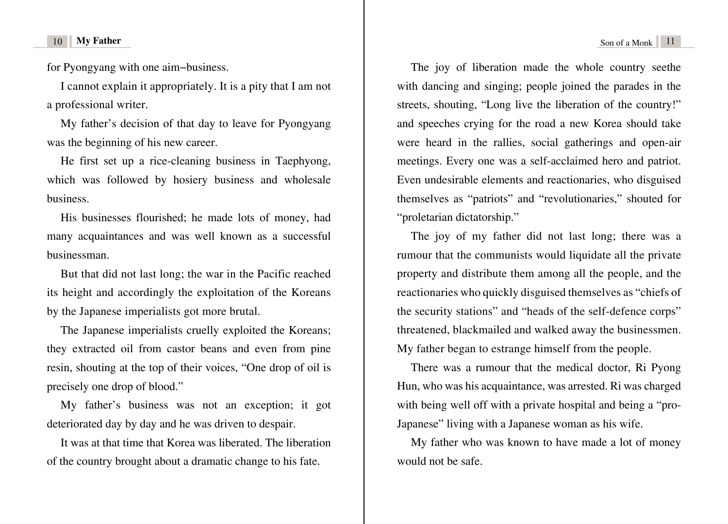for Pyongyang with one aim–business.

I cannot explain it appropriately. It is a pity that I am not a professional writer.

My father's decision of that day to leave for Pyongyang was the beginning of his new career.

He first set up a rice-cleaning business in Taephyong, which was followed by hosiery business and wholesale business.

His businesses flourished; he made lots of money, had many acquaintances and was well known as a successful businessman.

But that did not last long; the war in the Pacific reached its height and accordingly the exploitation of the Koreans by the Japanese imperialists got more brutal.

The Japanese imperialists cruelly exploited the Koreans; they extracted oil from castor beans and even from pine resin, shouting at the top of their voices, "One drop of oil is precisely one drop of blood."

My father's business was not an exception; it got deteriorated day by day and he was driven to despair.

It was at that time that Korea was liberated. The liberation of the country brought about a dramatic change to his fate.

The joy of liberation made the whole country seethe with dancing and singing; people joined the parades in the streets, shouting, "Long live the liberation of the country!" and speeches crying for the road a new Korea should take were heard in the rallies, social gatherings and open-air meetings. Every one was a self-acclaimed hero and patriot. Even undesirable elements and reactionaries, who disguised themselves as "patriots" and "revolutionaries," shouted for "proletarian dictatorship."

The joy of my father did not last long; there was a rumour that the communists would liquidate all the private property and distribute them among all the people, and the reactionaries who quickly disguised themselves as "chiefs of the security stations" and "heads of the self-defence corps" threatened, blackmailed and walked away the businessmen. My father began to estrange himself from the people.

There was a rumour that the medical doctor, Ri Pyong Hun, who was his acquaintance, was arrested. Ri was charged with being well off with a private hospital and being a "pro-Japanese" living with a Japanese woman as his wife.

My father who was known to have made a lot of money would not be safe.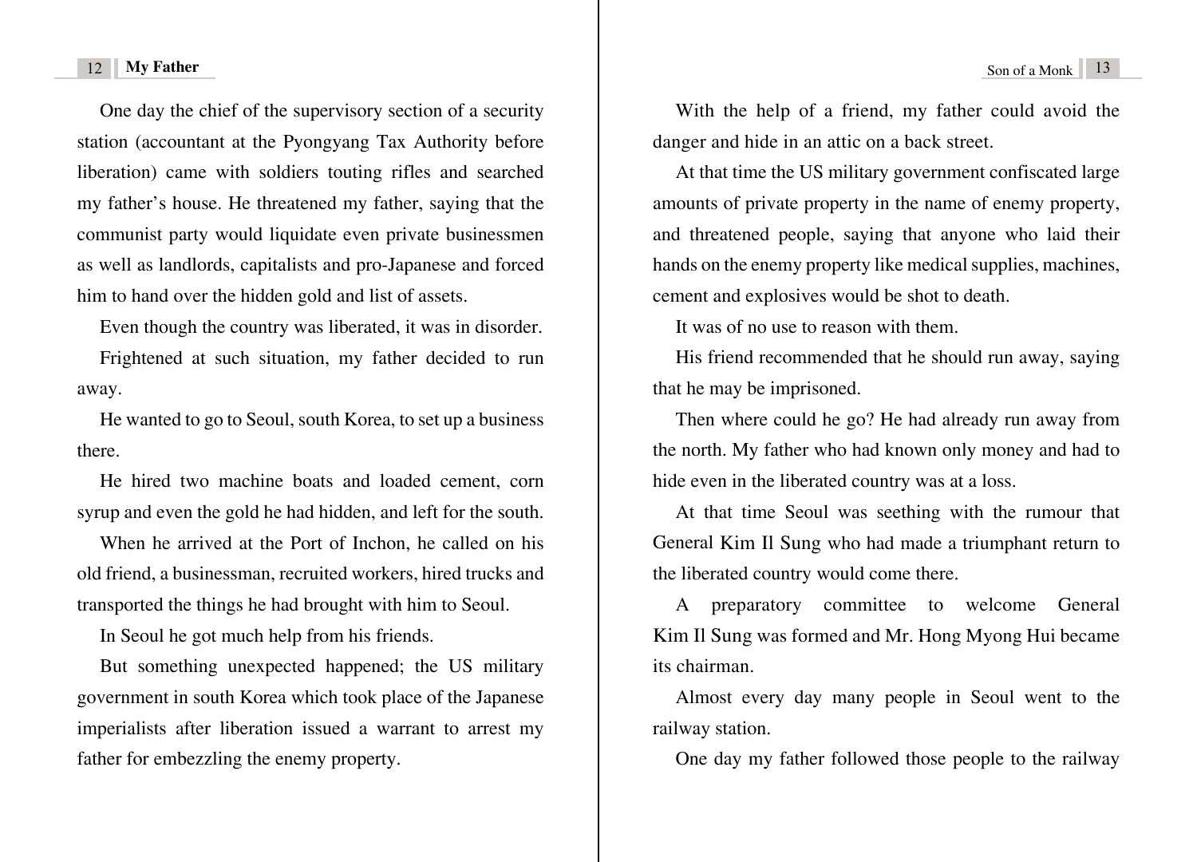One day the chief of the supervisory section of a security station (accountant at the Pyongyang Tax Authority before liberation) came with soldiers touting rifles and searched my father's house. He threatened my father, saying that the communist party would liquidate even private businessmen as well as landlords, capitalists and pro-Japanese and forced him to hand over the hidden gold and list of assets.

Even though the country was liberated, it was in disorder.

Frightened at such situation, my father decided to run away.

He wanted to go to Seoul, south Korea, to set up a business there.

He hired two machine boats and loaded cement, corn syrup and even the gold he had hidden, and left for the south.

When he arrived at the Port of Inchon, he called on his old friend, a businessman, recruited workers, hired trucks and transported the things he had brought with him to Seoul.

In Seoul he got much help from his friends.

But something unexpected happened; the US military government in south Korea which took place of the Japanese imperialists after liberation issued a warrant to arrest my father for embezzling the enemy property.

With the help of a friend, my father could avoid the danger and hide in an attic on a back street.

At that time the US military government confiscated large amounts of private property in the name of enemy property, and threatened people, saying that anyone who laid their hands on the enemy property like medical supplies, machines, cement and explosives would be shot to death.

It was of no use to reason with them.

His friend recommended that he should run away, saying that he may be imprisoned.

Then where could he go? He had already run away from the north. My father who had known only money and had to hide even in the liberated country was at a loss.

At that time Seoul was seething with the rumour that General Kim Il Sung who had made a triumphant return to the liberated country would come there.

A preparatory committee to welcome General Kim Il Sung was formed and Mr. Hong Myong Hui became its chairman.

Almost every day many people in Seoul went to the railway station.

One day my father followed those people to the railway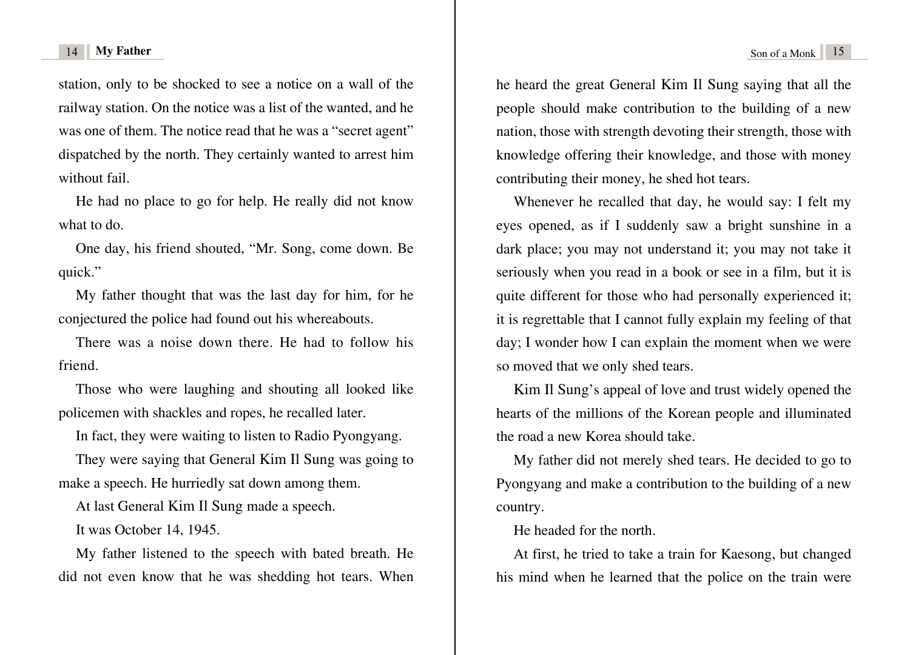station, only to be shocked to see a notice on a wall of the railway station. On the notice was a list of the wanted, and he was one of them. The notice read that he was a "secret agent" dispatched by the north. They certainly wanted to arrest him without fail.

He had no place to go for help. He really did not know what to do.

One day, his friend shouted, "Mr. Song, come down. Be quick."

My father thought that was the last day for him, for he conjectured the police had found out his whereabouts.

There was a noise down there. He had to follow his friend.

Those who were laughing and shouting all looked like policemen with shackles and ropes, he recalled later.

In fact, they were waiting to listen to Radio Pyongyang.

They were saying that General Kim Il Sung was going to make a speech. He hurriedly sat down among them.

At last General Kim Il Sung made a speech.

It was October 14, 1945.

My father listened to the speech with bated breath. He did not even know that he was shedding hot tears. When he heard the great General Kim Il Sung saying that all the people should make contribution to the building of a new nation, those with strength devoting their strength, those with knowledge offering their knowledge, and those with money contributing their money, he shed hot tears.

Whenever he recalled that day, he would say: I felt my eyes opened, as if I suddenly saw a bright sunshine in a dark place; you may not understand it; you may not take it seriously when you read in a book or see in a film, but it is quite different for those who had personally experienced it; it is regrettable that I cannot fully explain my feeling of that day; I wonder how I can explain the moment when we were so moved that we only shed tears.

Kim Il Sung's appeal of love and trust widely opened the hearts of the millions of the Korean people and illuminated the road a new Korea should take.

My father did not merely shed tears. He decided to go to Pyongyang and make a contribution to the building of a new country.

He headed for the north.

At first, he tried to take a train for Kaesong, but changed his mind when he learned that the police on the train were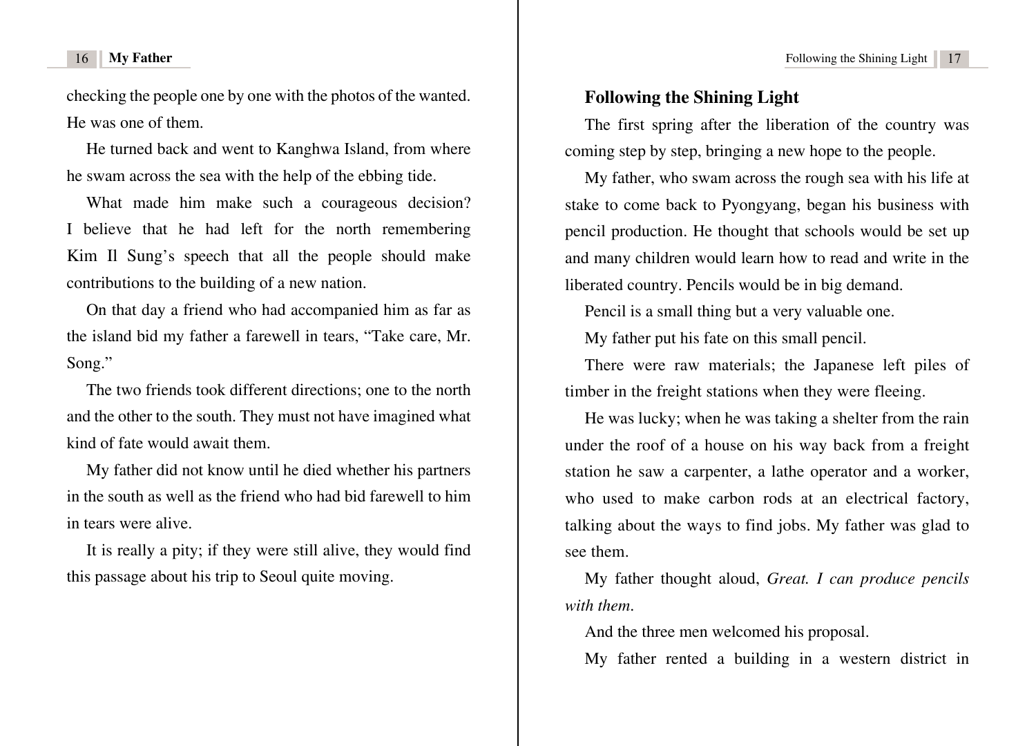checking the people one by one with the photos of the wanted. He was one of them.

He turned back and went to Kanghwa Island, from where he swam across the sea with the help of the ebbing tide.

What made him make such a courageous decision? I believe that he had left for the north remembering Kim Il Sung's speech that all the people should make contributions to the building of a new nation.

On that day a friend who had accompanied him as far as the island bid my father a farewell in tears, "Take care, Mr. Song."

The two friends took different directions; one to the north and the other to the south. They must not have imagined what kind of fate would await them.

My father did not know until he died whether his partners in the south as well as the friend who had bid farewell to him in tears were alive.

It is really a pity; if they were still alive, they would find this passage about his trip to Seoul quite moving.

## Following the Shining Light

The first spring after the liberation of the country was coming step by step, bringing a new hope to the people.

My father, who swam across the rough sea with his life at stake to come back to Pyongyang, began his business with pencil production. He thought that schools would be set up and many children would learn how to read and write in the liberated country. Pencils would be in big demand.

Pencil is a small thing but a very valuable one.

My father put his fate on this small pencil.

There were raw materials; the Japanese left piles of timber in the freight stations when they were fleeing.

He was lucky; when he was taking a shelter from the rain under the roof of a house on his way back from a freight station he saw a carpenter, a lathe operator and a worker, who used to make carbon rods at an electrical factory, talking about the ways to find jobs. My father was glad to see them.

My father thought aloud, *Great. I can produce pencils with them.*

And the three men welcomed his proposal.

My father rented a building in a western district in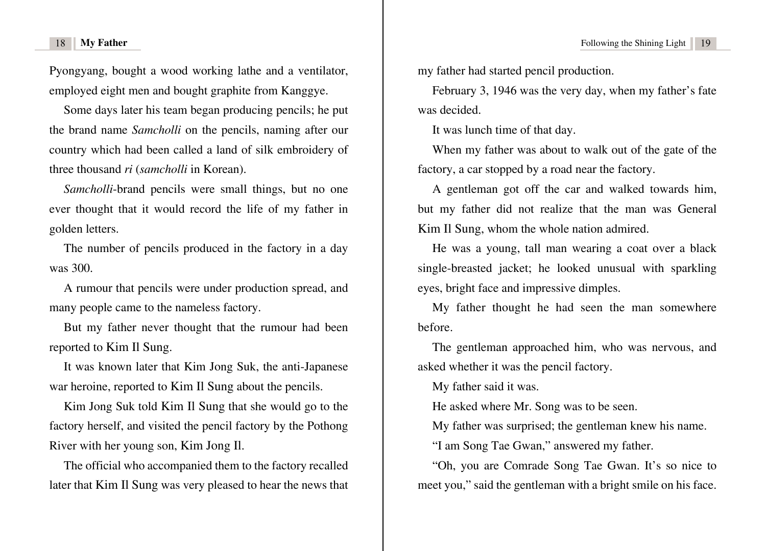Pyongyang, bought a wood working lathe and a ventilator, employed eight men and bought graphite from Kanggye.

Some days later his team began producing pencils; he put the brand name *Samcholli* on the pencils, naming after our country which had been called a land of silk embroidery of three thousand *ri* (*samcholli* in Korean).

*Samcholli*-brand pencils were small things, but no one ever thought that it would record the life of my father in golden letters.

The number of pencils produced in the factory in a day was 300.

A rumour that pencils were under production spread, and many people came to the nameless factory.

But my father never thought that the rumour had been reported to Kim Il Sung.

It was known later that Kim Jong Suk, the anti-Japanese war heroine, reported to Kim Il Sung about the pencils.

Kim Jong Suk told Kim Il Sung that she would go to the factory herself, and visited the pencil factory by the Pothong River with her young son, Kim Jong Il.

The official who accompanied them to the factory recalled later that Kim Il Sung was very pleased to hear the news that my father had started pencil production.

February 3, 1946 was the very day, when my father's fate was decided.

It was lunch time of that day.

When my father was about to walk out of the gate of the factory, a car stopped by a road near the factory.

A gentleman got off the car and walked towards him, but my father did not realize that the man was General Kim Il Sung, whom the whole nation admired.

He was a young, tall man wearing a coat over a black single-breasted jacket; he looked unusual with sparkling eyes, bright face and impressive dimples.

My father thought he had seen the man somewhere before.

The gentleman approached him, who was nervous, and asked whether it was the pencil factory.

My father said it was.

He asked where Mr. Song was to be seen.

My father was surprised; the gentleman knew his name.

"I am Song Tae Gwan," answered my father.

"Oh, you are Comrade Song Tae Gwan. It's so nice to meet you," said the gentleman with a bright smile on his face.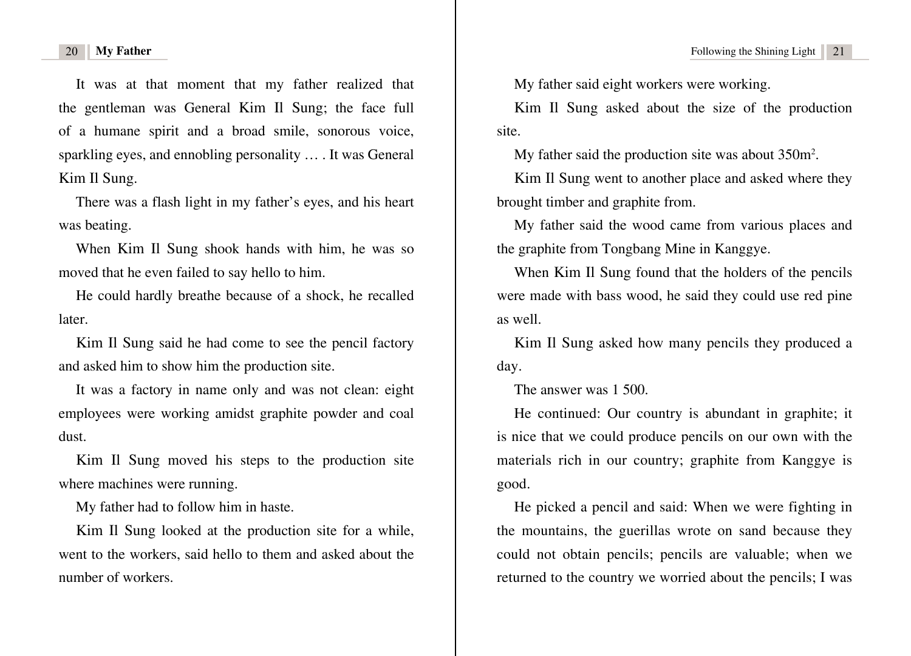It was at that moment that my father realized that the gentleman was General Kim Il Sung; the face full of a humane spirit and a broad smile, sonorous voice, sparkling eyes, and ennobling personality … . It was General Kim Il Sung.

There was a flash light in my father's eyes, and his heart was beating.

When Kim Il Sung shook hands with him, he was so moved that he even failed to say hello to him.

He could hardly breathe because of a shock, he recalled later.

Kim Il Sung said he had come to see the pencil factory and asked him to show him the production site.

It was a factory in name only and was not clean: eight employees were working amidst graphite powder and coal dust.

Kim Il Sung moved his steps to the production site where machines were running.

My father had to follow him in haste.

Kim Il Sung looked at the production site for a while, went to the workers, said hello to them and asked about the number of workers.

My father said eight workers were working.

Kim Il Sung asked about the size of the production site.

My father said the production site was about 350m$^2$.

Kim Il Sung went to another place and asked where they brought timber and graphite from.

My father said the wood came from various places and the graphite from Tongbang Mine in Kanggye.

When Kim Il Sung found that the holders of the pencils were made with bass wood, he said they could use red pine as well.

Kim Il Sung asked how many pencils they produced a day.

The answer was 1 500.

He continued: Our country is abundant in graphite; it is nice that we could produce pencils on our own with the materials rich in our country; graphite from Kanggye is good.

He picked a pencil and said: When we were fighting in the mountains, the guerillas wrote on sand because they could not obtain pencils; pencils are valuable; when we returned to the country we worried about the pencils; I was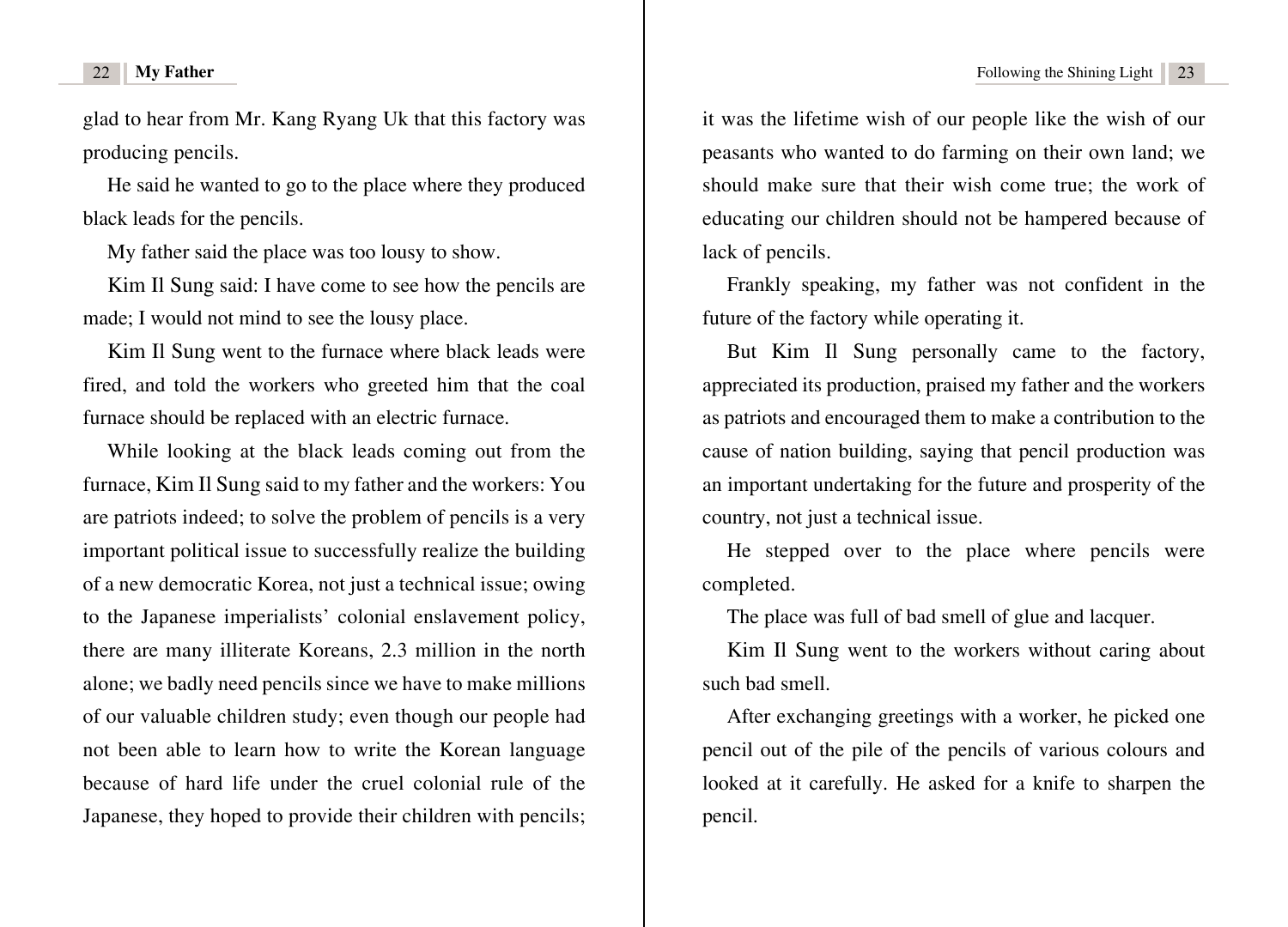glad to hear from Mr. Kang Ryang Uk that this factory was producing pencils.

He said he wanted to go to the place where they produced black leads for the pencils.

My father said the place was too lousy to show.

Kim Il Sung said: I have come to see how the pencils are made; I would not mind to see the lousy place.

Kim Il Sung went to the furnace where black leads were fired, and told the workers who greeted him that the coal furnace should be replaced with an electric furnace.

While looking at the black leads coming out from the furnace, Kim Il Sung said to my father and the workers: You are patriots indeed; to solve the problem of pencils is a very important political issue to successfully realize the building of a new democratic Korea, not just a technical issue; owing to the Japanese imperialists' colonial enslavement policy, there are many illiterate Koreans, 2.3 million in the north alone; we badly need pencils since we have to make millions of our valuable children study; even though our people had not been able to learn how to write the Korean language because of hard life under the cruel colonial rule of the Japanese, they hoped to provide their children with pencils; it was the lifetime wish of our people like the wish of our peasants who wanted to do farming on their own land; we should make sure that their wish come true; the work of educating our children should not be hampered because of lack of pencils.

Frankly speaking, my father was not confident in the future of the factory while operating it.

But Kim Il Sung personally came to the factory, appreciated its production, praised my father and the workers as patriots and encouraged them to make a contribution to the cause of nation building, saying that pencil production was an important undertaking for the future and prosperity of the country, not just a technical issue.

He stepped over to the place where pencils were completed.

The place was full of bad smell of glue and lacquer.

Kim Il Sung went to the workers without caring about such bad smell.

After exchanging greetings with a worker, he picked one pencil out of the pile of the pencils of various colours and looked at it carefully. He asked for a knife to sharpen the pencil.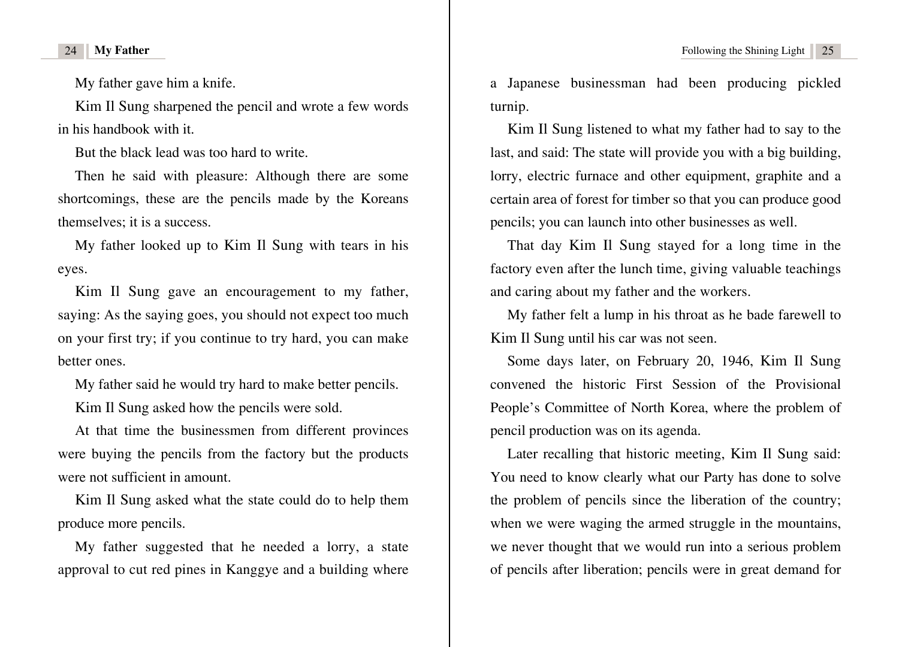My father gave him a knife.

Kim Il Sung sharpened the pencil and wrote a few words in his handbook with it.

But the black lead was too hard to write.

Then he said with pleasure: Although there are some shortcomings, these are the pencils made by the Koreans themselves; it is a success.

My father looked up to Kim Il Sung with tears in his eyes.

Kim Il Sung gave an encouragement to my father, saying: As the saying goes, you should not expect too much on your first try; if you continue to try hard, you can make better ones.

My father said he would try hard to make better pencils.

Kim Il Sung asked how the pencils were sold.

At that time the businessmen from different provinces were buying the pencils from the factory but the products were not sufficient in amount.

Kim Il Sung asked what the state could do to help them produce more pencils.

My father suggested that he needed a lorry, a state approval to cut red pines in Kanggye and a building where a Japanese businessman had been producing pickled turnip.

Kim Il Sung listened to what my father had to say to the last, and said: The state will provide you with a big building, lorry, electric furnace and other equipment, graphite and a certain area of forest for timber so that you can produce good pencils; you can launch into other businesses as well.

That day Kim Il Sung stayed for a long time in the factory even after the lunch time, giving valuable teachings and caring about my father and the workers.

My father felt a lump in his throat as he bade farewell to Kim Il Sung until his car was not seen.

Some days later, on February 20, 1946, Kim Il Sung convened the historic First Session of the Provisional People's Committee of North Korea, where the problem of pencil production was on its agenda.

Later recalling that historic meeting, Kim Il Sung said: You need to know clearly what our Party has done to solve the problem of pencils since the liberation of the country; when we were waging the armed struggle in the mountains, we never thought that we would run into a serious problem of pencils after liberation; pencils were in great demand for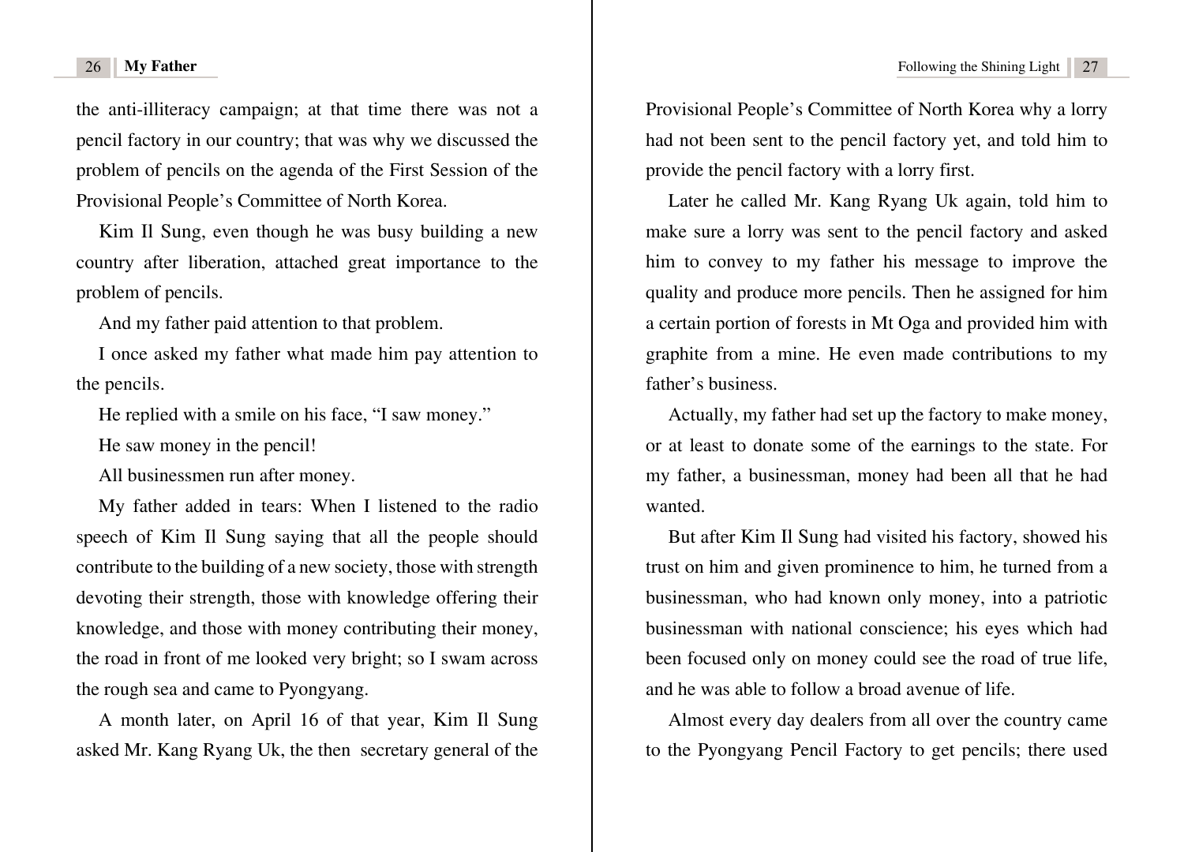the anti-illiteracy campaign; at that time there was not a pencil factory in our country; that was why we discussed the problem of pencils on the agenda of the First Session of the Provisional People's Committee of North Korea.

Kim Il Sung, even though he was busy building a new country after liberation, attached great importance to the problem of pencils.

And my father paid attention to that problem.

I once asked my father what made him pay attention to the pencils.

He replied with a smile on his face, "I saw money."

He saw money in the pencil!

All businessmen run after money.

My father added in tears: When I listened to the radio speech of Kim Il Sung saying that all the people should contribute to the building of a new society, those with strength devoting their strength, those with knowledge offering their knowledge, and those with money contributing their money, the road in front of me looked very bright; so I swam across the rough sea and came to Pyongyang.

A month later, on April 16 of that year, Kim Il Sung asked Mr. Kang Ryang Uk, the then secretary general of the Provisional People's Committee of North Korea why a lorry had not been sent to the pencil factory yet, and told him to provide the pencil factory with a lorry first.

Later he called Mr. Kang Ryang Uk again, told him to make sure a lorry was sent to the pencil factory and asked him to convey to my father his message to improve the quality and produce more pencils. Then he assigned for him a certain portion of forests in Mt Oga and provided him with graphite from a mine. He even made contributions to my father's business.

Actually, my father had set up the factory to make money, or at least to donate some of the earnings to the state. For my father, a businessman, money had been all that he had wanted.

But after Kim Il Sung had visited his factory, showed his trust on him and given prominence to him, he turned from a businessman, who had known only money, into a patriotic businessman with national conscience; his eyes which had been focused only on money could see the road of true life, and he was able to follow a broad avenue of life.

Almost every day dealers from all over the country came to the Pyongyang Pencil Factory to get pencils; there used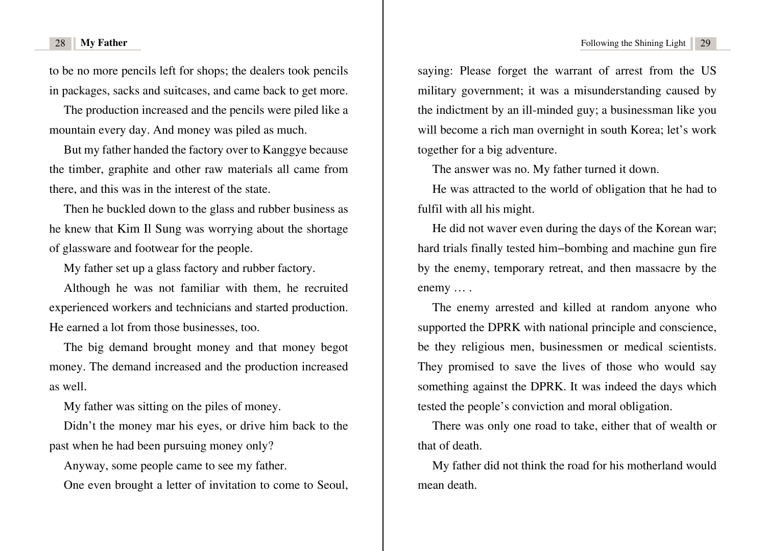to be no more pencils left for shops; the dealers took pencils in packages, sacks and suitcases, and came back to get more.

The production increased and the pencils were piled like a mountain every day. And money was piled as much.

But my father handed the factory over to Kanggye because the timber, graphite and other raw materials all came from there, and this was in the interest of the state.

Then he buckled down to the glass and rubber business as he knew that Kim Il Sung was worrying about the shortage of glassware and footwear for the people.

My father set up a glass factory and rubber factory.

Although he was not familiar with them, he recruited experienced workers and technicians and started production. He earned a lot from those businesses, too.

The big demand brought money and that money begot money. The demand increased and the production increased as well.

My father was sitting on the piles of money.

Didn't the money mar his eyes, or drive him back to the past when he had been pursuing money only?

Anyway, some people came to see my father.

One even brought a letter of invitation to come to Seoul, saying: Please forget the warrant of arrest from the US military government; it was a misunderstanding caused by the indictment by an ill-minded guy; a businessman like you will become a rich man overnight in south Korea; let's work together for a big adventure.

The answer was no. My father turned it down.

He was attracted to the world of obligation that he had to fulfil with all his might.

He did not waver even during the days of the Korean war; hard trials finally tested him–bombing and machine gun fire by the enemy, temporary retreat, and then massacre by the enemy … .

The enemy arrested and killed at random anyone who supported the DPRK with national principle and conscience, be they religious men, businessmen or medical scientists. They promised to save the lives of those who would say something against the DPRK. It was indeed the days which tested the people's conviction and moral obligation.

There was only one road to take, either that of wealth or that of death.

My father did not think the road for his motherland would mean death.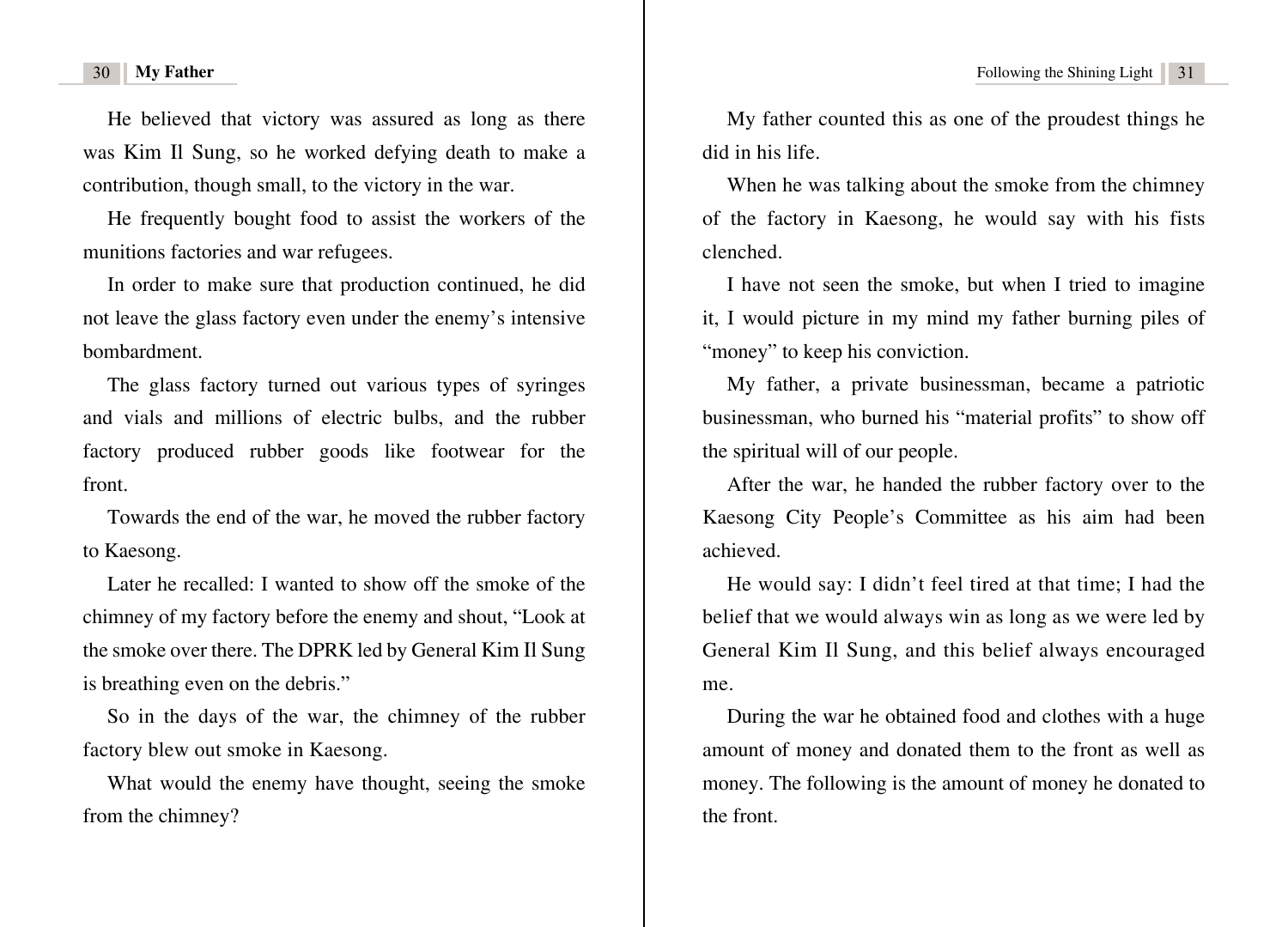He believed that victory was assured as long as there was Kim Il Sung, so he worked defying death to make a contribution, though small, to the victory in the war.

He frequently bought food to assist the workers of the munitions factories and war refugees.

In order to make sure that production continued, he did not leave the glass factory even under the enemy's intensive bombardment.

The glass factory turned out various types of syringes and vials and millions of electric bulbs, and the rubber factory produced rubber goods like footwear for the front.

Towards the end of the war, he moved the rubber factory to Kaesong.

Later he recalled: I wanted to show off the smoke of the chimney of my factory before the enemy and shout, "Look at the smoke over there. The DPRK led by General Kim Il Sung is breathing even on the debris."

So in the days of the war, the chimney of the rubber factory blew out smoke in Kaesong.

What would the enemy have thought, seeing the smoke from the chimney?

My father counted this as one of the proudest things he did in his life.

When he was talking about the smoke from the chimney of the factory in Kaesong, he would say with his fists clenched.

I have not seen the smoke, but when I tried to imagine it, I would picture in my mind my father burning piles of "money" to keep his conviction.

My father, a private businessman, became a patriotic businessman, who burned his "material profits" to show off the spiritual will of our people.

After the war, he handed the rubber factory over to the Kaesong City People's Committee as his aim had been achieved.

He would say: I didn't feel tired at that time; I had the belief that we would always win as long as we were led by General Kim Il Sung, and this belief always encouraged me.

During the war he obtained food and clothes with a huge amount of money and donated them to the front as well as money. The following is the amount of money he donated to the front.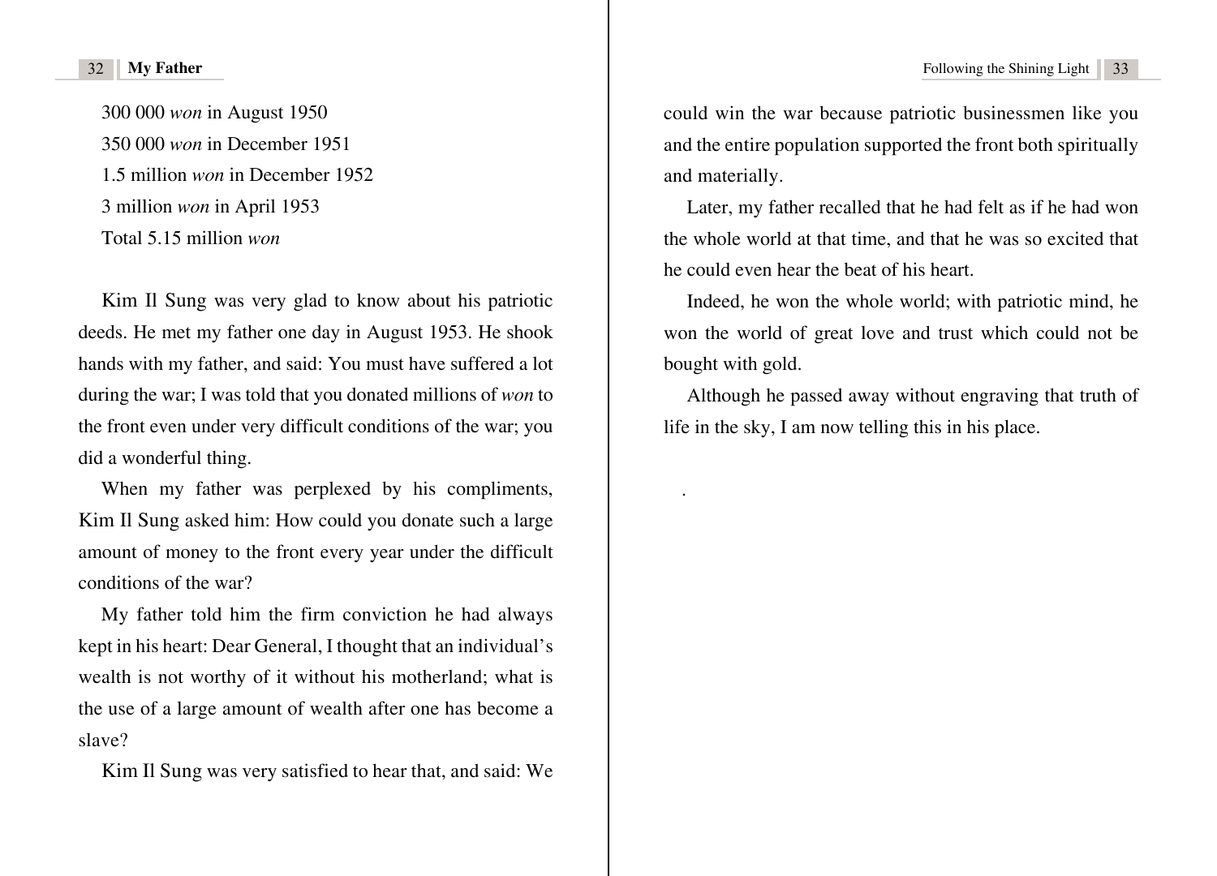300 000 *won* in August 1950  
350 000 *won* in December 1951  
1.5 million *won* in December 1952  
3 million *won* in April 1953  
Total 5.15 million *won*

Kim Il Sung was very glad to know about his patriotic deeds. He met my father one day in August 1953. He shook hands with my father, and said: You must have suffered a lot during the war; I was told that you donated millions of *won* to the front even under very difficult conditions of the war; you did a wonderful thing.

When my father was perplexed by his compliments, Kim Il Sung asked him: How could you donate such a large amount of money to the front every year under the difficult conditions of the war?

My father told him the firm conviction he had always kept in his heart: Dear General, I thought that an individual's wealth is not worthy of it without his motherland; what is the use of a large amount of wealth after one has become a slave?

Kim Il Sung was very satisfied to hear that, and said: We could win the war because patriotic businessmen like you and the entire population supported the front both spiritually and materially.

Later, my father recalled that he had felt as if he had won the whole world at that time, and that he was so excited that he could even hear the beat of his heart.

Indeed, he won the whole world; with patriotic mind, he won the world of great love and trust which could not be bought with gold.

Although he passed away without engraving that truth of life in the sky, I am now telling this in his place.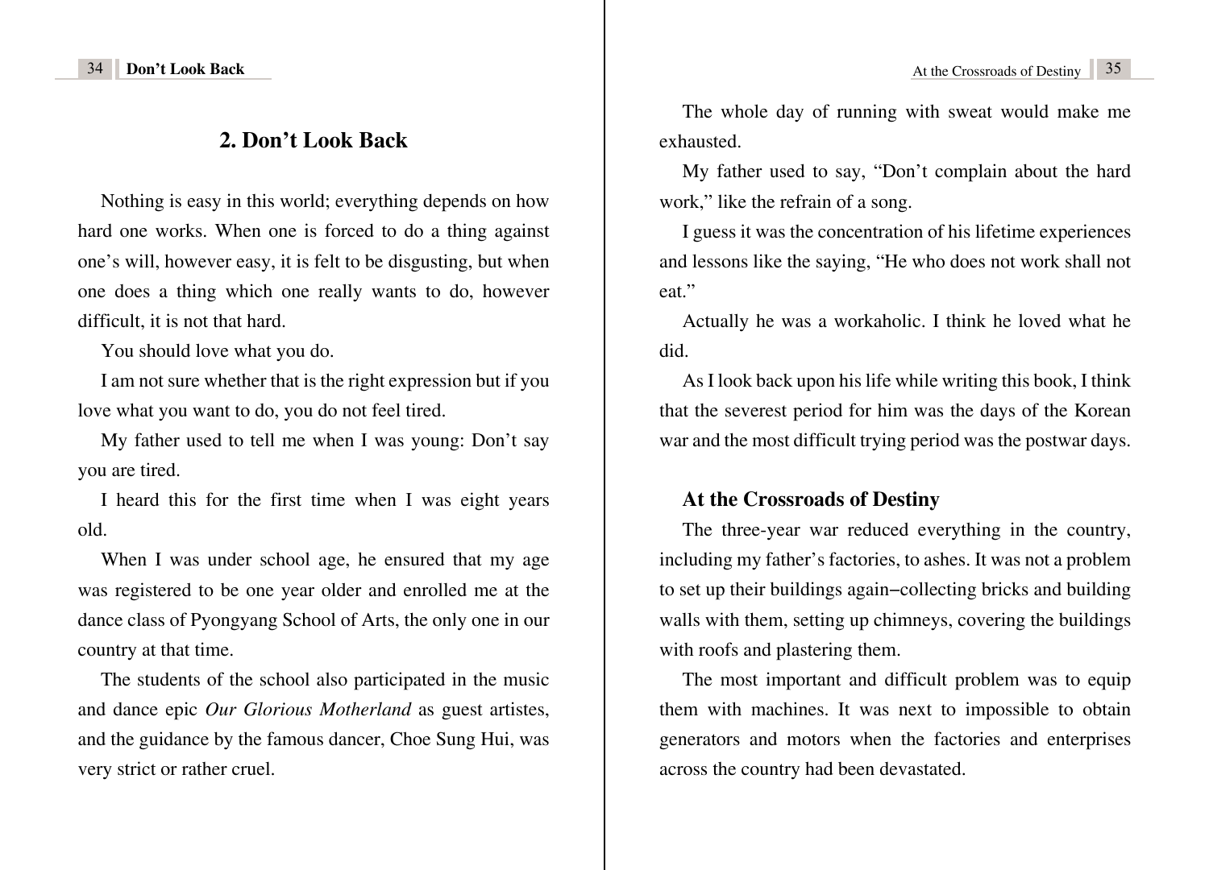## 2. Don't Look Back

Nothing is easy in this world; everything depends on how hard one works. When one is forced to do a thing against one's will, however easy, it is felt to be disgusting, but when one does a thing which one really wants to do, however difficult, it is not that hard.

You should love what you do.

I am not sure whether that is the right expression but if you love what you want to do, you do not feel tired.

My father used to tell me when I was young: Don't say you are tired.

I heard this for the first time when I was eight years old.

When I was under school age, he ensured that my age was registered to be one year older and enrolled me at the dance class of Pyongyang School of Arts, the only one in our country at that time.

The students of the school also participated in the music and dance epic *Our Glorious Motherland* as guest artistes, and the guidance by the famous dancer, Choe Sung Hui, was very strict or rather cruel.

The whole day of running with sweat would make me exhausted.

My father used to say, "Don't complain about the hard work," like the refrain of a song.

I guess it was the concentration of his lifetime experiences and lessons like the saying, "He who does not work shall not eat."

Actually he was a workaholic. I think he loved what he did.

As I look back upon his life while writing this book, I think that the severest period for him was the days of the Korean war and the most difficult trying period was the postwar days.

### At the Crossroads of Destiny

The three-year war reduced everything in the country, including my father's factories, to ashes. It was not a problem to set up their buildings again–collecting bricks and building walls with them, setting up chimneys, covering the buildings with roofs and plastering them.

The most important and difficult problem was to equip them with machines. It was next to impossible to obtain generators and motors when the factories and enterprises across the country had been devastated.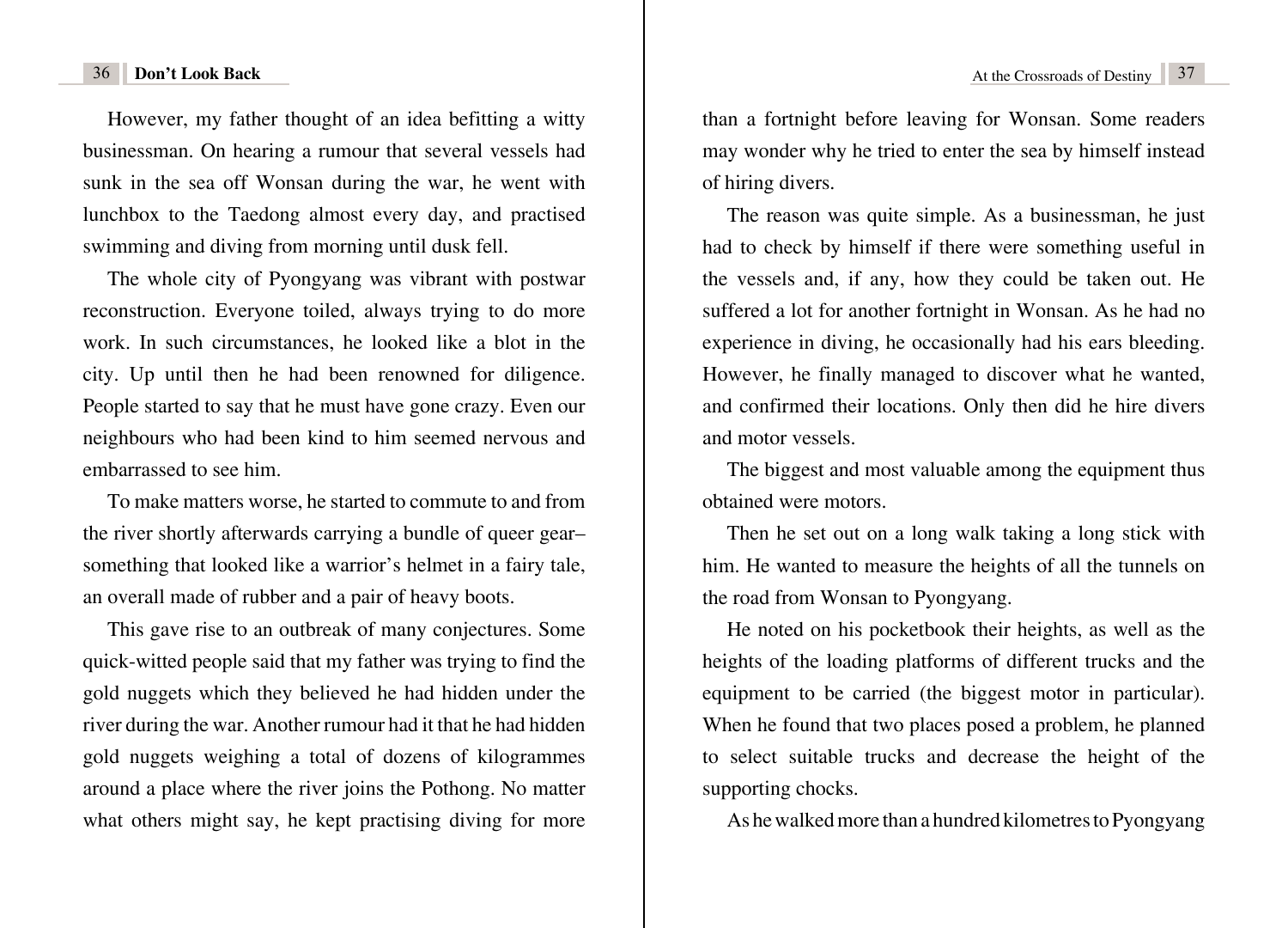However, my father thought of an idea befitting a witty businessman. On hearing a rumour that several vessels had sunk in the sea off Wonsan during the war, he went with lunchbox to the Taedong almost every day, and practised swimming and diving from morning until dusk fell.

The whole city of Pyongyang was vibrant with postwar reconstruction. Everyone toiled, always trying to do more work. In such circumstances, he looked like a blot in the city. Up until then he had been renowned for diligence. People started to say that he must have gone crazy. Even our neighbours who had been kind to him seemed nervous and embarrassed to see him.

To make matters worse, he started to commute to and from the river shortly afterwards carrying a bundle of queer gear–something that looked like a warrior's helmet in a fairy tale, an overall made of rubber and a pair of heavy boots.

This gave rise to an outbreak of many conjectures. Some quick-witted people said that my father was trying to find the gold nuggets which they believed he had hidden under the river during the war. Another rumour had it that he had hidden gold nuggets weighing a total of dozens of kilogrammes around a place where the river joins the Pothong. No matter what others might say, he kept practising diving for more than a fortnight before leaving for Wonsan. Some readers may wonder why he tried to enter the sea by himself instead of hiring divers.

The reason was quite simple. As a businessman, he just had to check by himself if there were something useful in the vessels and, if any, how they could be taken out. He suffered a lot for another fortnight in Wonsan. As he had no experience in diving, he occasionally had his ears bleeding. However, he finally managed to discover what he wanted, and confirmed their locations. Only then did he hire divers and motor vessels.

The biggest and most valuable among the equipment thus obtained were motors.

Then he set out on a long walk taking a long stick with him. He wanted to measure the heights of all the tunnels on the road from Wonsan to Pyongyang.

He noted on his pocketbook their heights, as well as the heights of the loading platforms of different trucks and the equipment to be carried (the biggest motor in particular). When he found that two places posed a problem, he planned to select suitable trucks and decrease the height of the supporting chocks.

As he walked more than a hundred kilometres to Pyongyang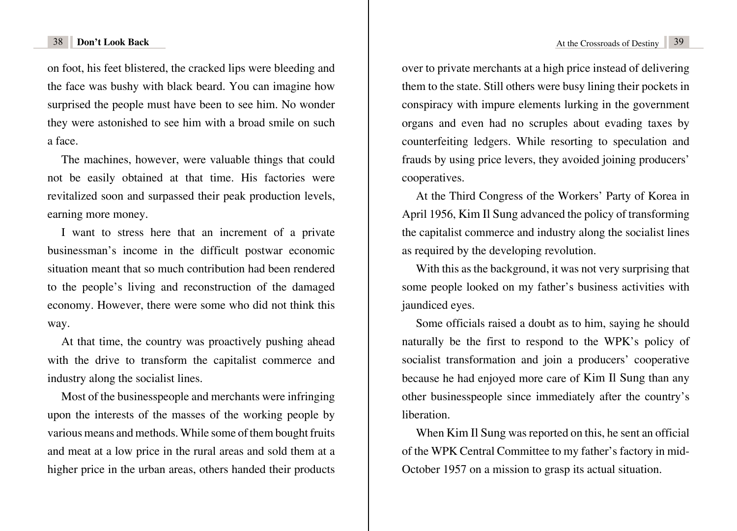on foot, his feet blistered, the cracked lips were bleeding and the face was bushy with black beard. You can imagine how surprised the people must have been to see him. No wonder they were astonished to see him with a broad smile on such a face.

The machines, however, were valuable things that could not be easily obtained at that time. His factories were revitalized soon and surpassed their peak production levels, earning more money.

I want to stress here that an increment of a private businessman's income in the difficult postwar economic situation meant that so much contribution had been rendered to the people's living and reconstruction of the damaged economy. However, there were some who did not think this way.

At that time, the country was proactively pushing ahead with the drive to transform the capitalist commerce and industry along the socialist lines.

Most of the businesspeople and merchants were infringing upon the interests of the masses of the working people by various means and methods. While some of them bought fruits and meat at a low price in the rural areas and sold them at a higher price in the urban areas, others handed their products over to private merchants at a high price instead of delivering them to the state. Still others were busy lining their pockets in conspiracy with impure elements lurking in the government organs and even had no scruples about evading taxes by counterfeiting ledgers. While resorting to speculation and frauds by using price levers, they avoided joining producers' cooperatives.

At the Third Congress of the Workers' Party of Korea in April 1956, Kim Il Sung advanced the policy of transforming the capitalist commerce and industry along the socialist lines as required by the developing revolution.

With this as the background, it was not very surprising that some people looked on my father's business activities with jaundiced eyes.

Some officials raised a doubt as to him, saying he should naturally be the first to respond to the WPK's policy of socialist transformation and join a producers' cooperative because he had enjoyed more care of Kim Il Sung than any other businesspeople since immediately after the country's liberation.

When Kim Il Sung was reported on this, he sent an official of the WPK Central Committee to my father's factory in mid-October 1957 on a mission to grasp its actual situation.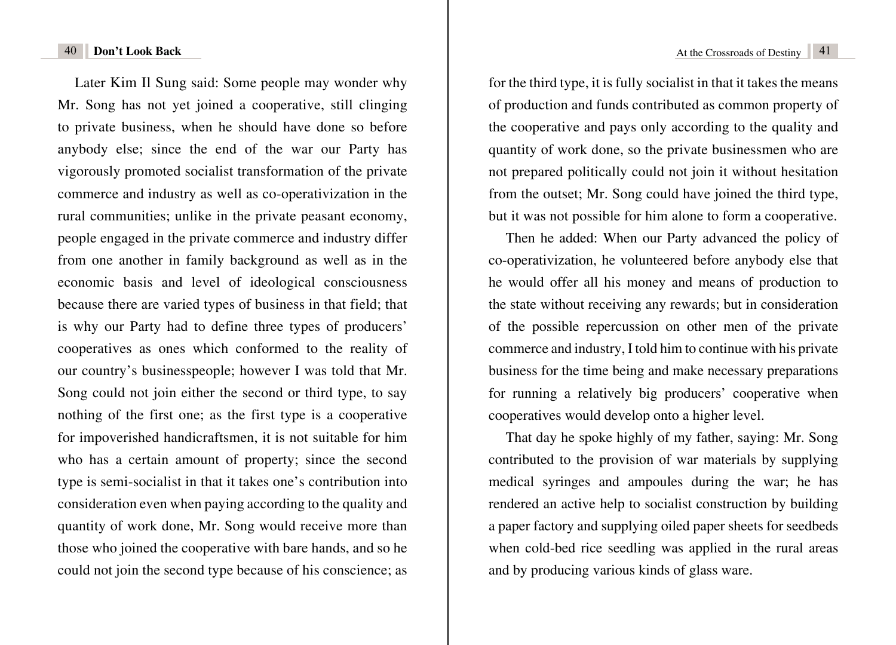Later Kim Il Sung said: Some people may wonder why Mr. Song has not yet joined a cooperative, still clinging to private business, when he should have done so before anybody else; since the end of the war our Party has vigorously promoted socialist transformation of the private commerce and industry as well as co-operativization in the rural communities; unlike in the private peasant economy, people engaged in the private commerce and industry differ from one another in family background as well as in the economic basis and level of ideological consciousness because there are varied types of business in that field; that is why our Party had to define three types of producers' cooperatives as ones which conformed to the reality of our country's businesspeople; however I was told that Mr. Song could not join either the second or third type, to say nothing of the first one; as the first type is a cooperative for impoverished handicraftsmen, it is not suitable for him who has a certain amount of property; since the second type is semi-socialist in that it takes one's contribution into consideration even when paying according to the quality and quantity of work done, Mr. Song would receive more than those who joined the cooperative with bare hands, and so he could not join the second type because of his conscience; as for the third type, it is fully socialist in that it takes the means of production and funds contributed as common property of the cooperative and pays only according to the quality and quantity of work done, so the private businessmen who are not prepared politically could not join it without hesitation from the outset; Mr. Song could have joined the third type, but it was not possible for him alone to form a cooperative.

Then he added: When our Party advanced the policy of co-operativization, he volunteered before anybody else that he would offer all his money and means of production to the state without receiving any rewards; but in consideration of the possible repercussion on other men of the private commerce and industry, I told him to continue with his private business for the time being and make necessary preparations for running a relatively big producers' cooperative when cooperatives would develop onto a higher level.

That day he spoke highly of my father, saying: Mr. Song contributed to the provision of war materials by supplying medical syringes and ampoules during the war; he has rendered an active help to socialist construction by building a paper factory and supplying oiled paper sheets for seedbeds when cold-bed rice seedling was applied in the rural areas and by producing various kinds of glass ware.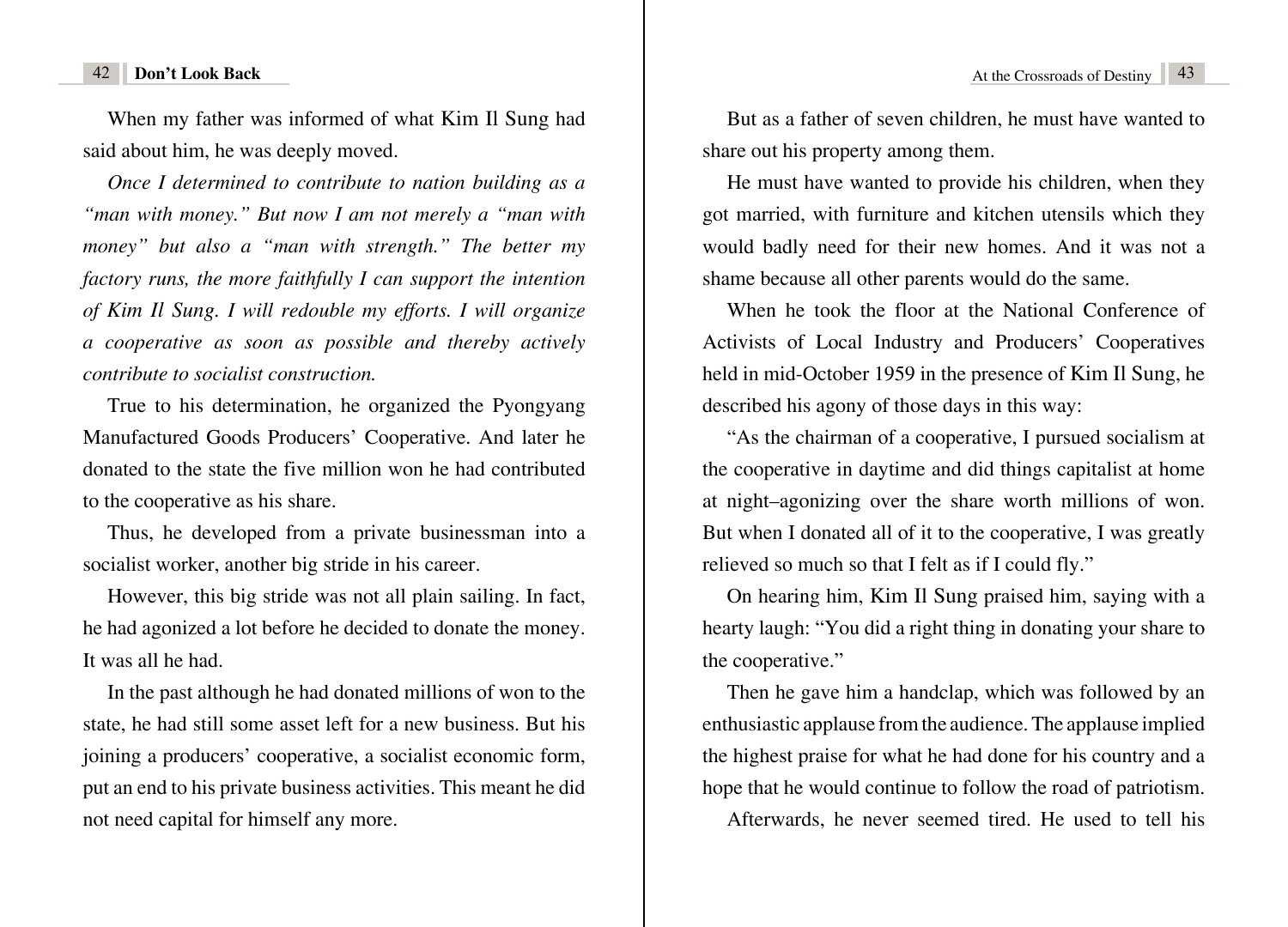When my father was informed of what Kim Il Sung had said about him, he was deeply moved.

*Once I determined to contribute to nation building as a "man with money." But now I am not merely a "man with money" but also a "man with strength." The better my factory runs, the more faithfully I can support the intention of Kim Il Sung. I will redouble my efforts. I will organize a cooperative as soon as possible and thereby actively contribute to socialist construction.*

True to his determination, he organized the Pyongyang Manufactured Goods Producers' Cooperative. And later he donated to the state the five million won he had contributed to the cooperative as his share.

Thus, he developed from a private businessman into a socialist worker, another big stride in his career.

However, this big stride was not all plain sailing. In fact, he had agonized a lot before he decided to donate the money. It was all he had.

In the past although he had donated millions of won to the state, he had still some asset left for a new business. But his joining a producers' cooperative, a socialist economic form, put an end to his private business activities. This meant he did not need capital for himself any more.

But as a father of seven children, he must have wanted to share out his property among them.

He must have wanted to provide his children, when they got married, with furniture and kitchen utensils which they would badly need for their new homes. And it was not a shame because all other parents would do the same.

When he took the floor at the National Conference of Activists of Local Industry and Producers' Cooperatives held in mid-October 1959 in the presence of Kim Il Sung, he described his agony of those days in this way:

"As the chairman of a cooperative, I pursued socialism at the cooperative in daytime and did things capitalist at home at night–agonizing over the share worth millions of won. But when I donated all of it to the cooperative, I was greatly relieved so much so that I felt as if I could fly."

On hearing him, Kim Il Sung praised him, saying with a hearty laugh: "You did a right thing in donating your share to the cooperative."

Then he gave him a handclap, which was followed by an enthusiastic applause from the audience. The applause implied the highest praise for what he had done for his country and a hope that he would continue to follow the road of patriotism.

Afterwards, he never seemed tired. He used to tell his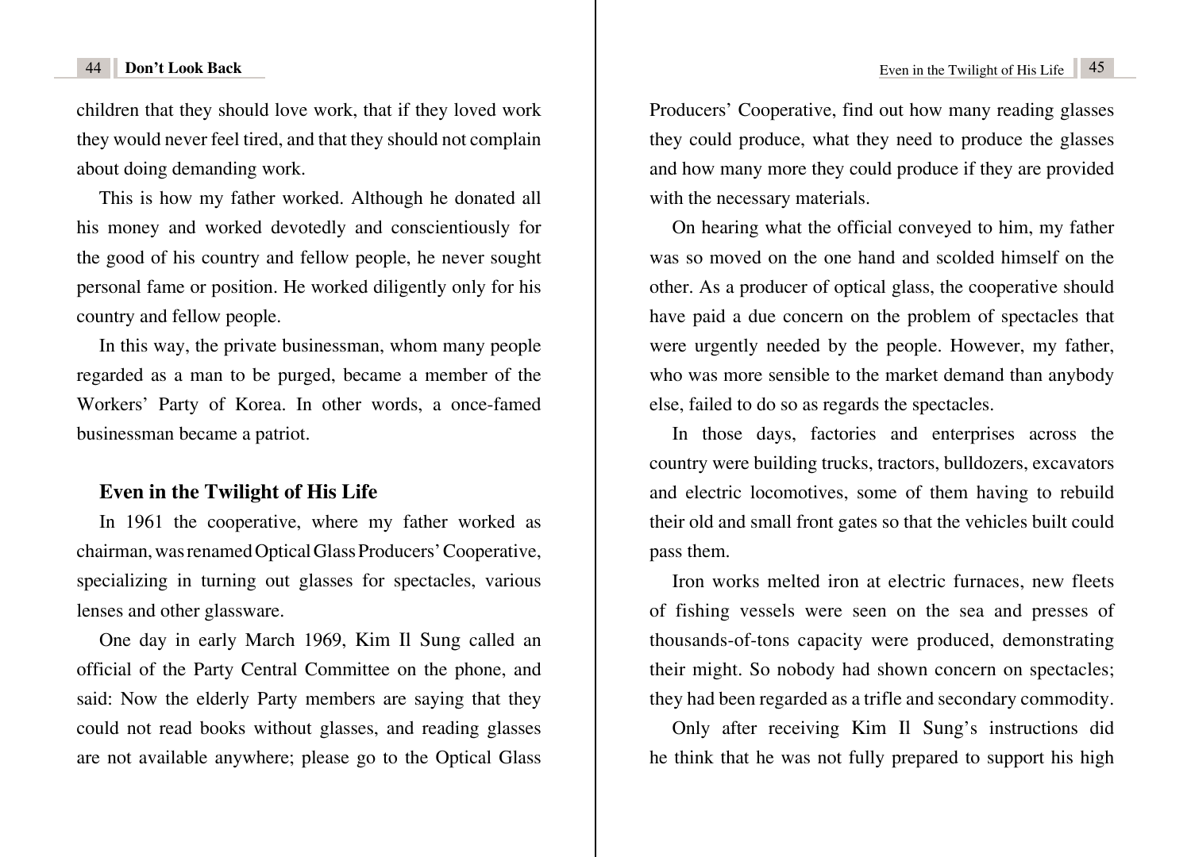children that they should love work, that if they loved work they would never feel tired, and that they should not complain about doing demanding work.

This is how my father worked. Although he donated all his money and worked devotedly and conscientiously for the good of his country and fellow people, he never sought personal fame or position. He worked diligently only for his country and fellow people.

In this way, the private businessman, whom many people regarded as a man to be purged, became a member of the Workers' Party of Korea. In other words, a once-famed businessman became a patriot.

### Even in the Twilight of His Life

In 1961 the cooperative, where my father worked as chairman, was renamed Optical Glass Producers' Cooperative, specializing in turning out glasses for spectacles, various lenses and other glassware.

One day in early March 1969, Kim Il Sung called an official of the Party Central Committee on the phone, and said: Now the elderly Party members are saying that they could not read books without glasses, and reading glasses are not available anywhere; please go to the Optical Glass Producers' Cooperative, find out how many reading glasses they could produce, what they need to produce the glasses and how many more they could produce if they are provided with the necessary materials.

On hearing what the official conveyed to him, my father was so moved on the one hand and scolded himself on the other. As a producer of optical glass, the cooperative should have paid a due concern on the problem of spectacles that were urgently needed by the people. However, my father, who was more sensible to the market demand than anybody else, failed to do so as regards the spectacles.

In those days, factories and enterprises across the country were building trucks, tractors, bulldozers, excavators and electric locomotives, some of them having to rebuild their old and small front gates so that the vehicles built could pass them.

Iron works melted iron at electric furnaces, new fleets of fishing vessels were seen on the sea and presses of thousands-of-tons capacity were produced, demonstrating their might. So nobody had shown concern on spectacles; they had been regarded as a trifle and secondary commodity.

Only after receiving Kim Il Sung's instructions did he think that he was not fully prepared to support his high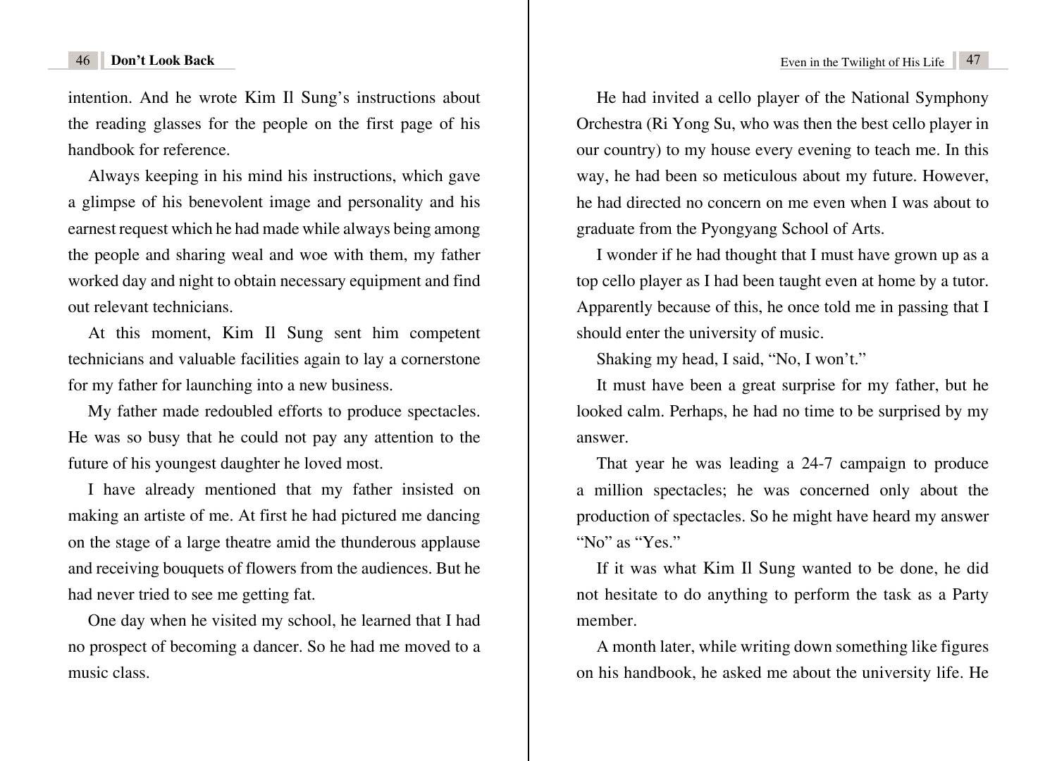intention. And he wrote Kim Il Sung's instructions about the reading glasses for the people on the first page of his handbook for reference.

Always keeping in his mind his instructions, which gave a glimpse of his benevolent image and personality and his earnest request which he had made while always being among the people and sharing weal and woe with them, my father worked day and night to obtain necessary equipment and find out relevant technicians.

At this moment, Kim Il Sung sent him competent technicians and valuable facilities again to lay a cornerstone for my father for launching into a new business.

My father made redoubled efforts to produce spectacles. He was so busy that he could not pay any attention to the future of his youngest daughter he loved most.

I have already mentioned that my father insisted on making an artiste of me. At first he had pictured me dancing on the stage of a large theatre amid the thunderous applause and receiving bouquets of flowers from the audiences. But he had never tried to see me getting fat.

One day when he visited my school, he learned that I had no prospect of becoming a dancer. So he had me moved to a music class.

He had invited a cello player of the National Symphony Orchestra (Ri Yong Su, who was then the best cello player in our country) to my house every evening to teach me. In this way, he had been so meticulous about my future. However, he had directed no concern on me even when I was about to graduate from the Pyongyang School of Arts.

I wonder if he had thought that I must have grown up as a top cello player as I had been taught even at home by a tutor. Apparently because of this, he once told me in passing that I should enter the university of music.

Shaking my head, I said, "No, I won't."

It must have been a great surprise for my father, but he looked calm. Perhaps, he had no time to be surprised by my answer.

That year he was leading a 24-7 campaign to produce a million spectacles; he was concerned only about the production of spectacles. So he might have heard my answer "No" as "Yes."

If it was what Kim Il Sung wanted to be done, he did not hesitate to do anything to perform the task as a Party member.

A month later, while writing down something like figures on his handbook, he asked me about the university life. He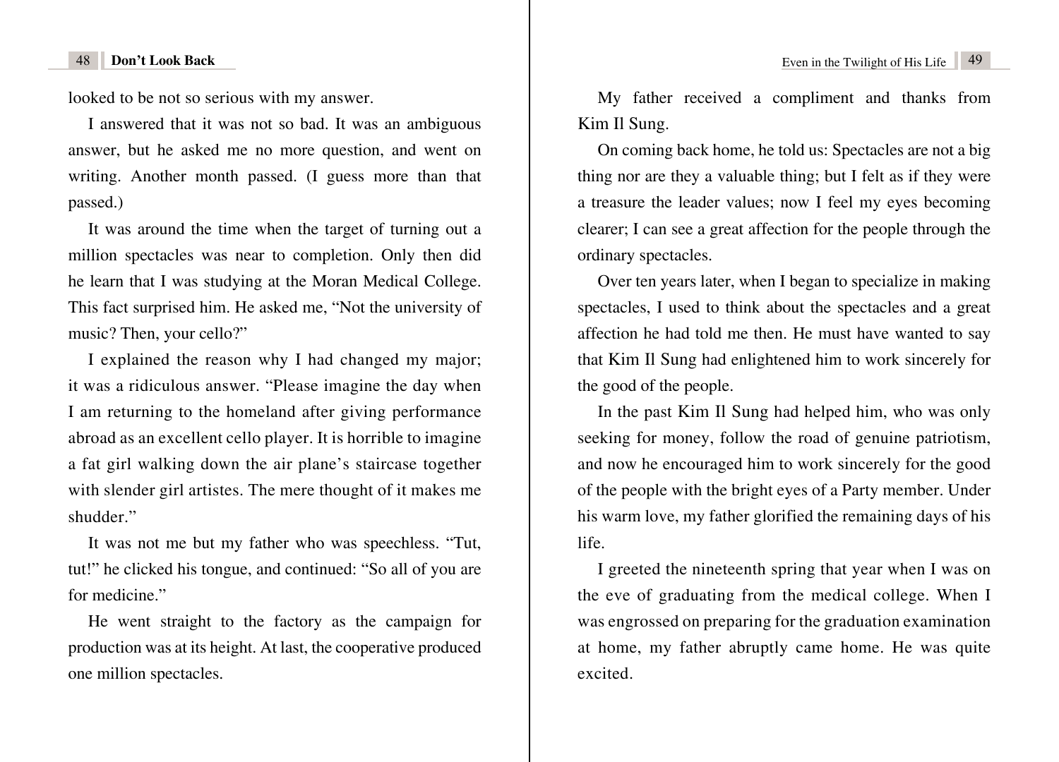looked to be not so serious with my answer.

I answered that it was not so bad. It was an ambiguous answer, but he asked me no more question, and went on writing. Another month passed. (I guess more than that passed.)

It was around the time when the target of turning out a million spectacles was near to completion. Only then did he learn that I was studying at the Moran Medical College. This fact surprised him. He asked me, "Not the university of music? Then, your cello?"

I explained the reason why I had changed my major; it was a ridiculous answer. "Please imagine the day when I am returning to the homeland after giving performance abroad as an excellent cello player. It is horrible to imagine a fat girl walking down the air plane's staircase together with slender girl artistes. The mere thought of it makes me shudder."

It was not me but my father who was speechless. "Tut, tut!" he clicked his tongue, and continued: "So all of you are for medicine."

He went straight to the factory as the campaign for production was at its height. At last, the cooperative produced one million spectacles.

My father received a compliment and thanks from Kim Il Sung.

On coming back home, he told us: Spectacles are not a big thing nor are they a valuable thing; but I felt as if they were a treasure the leader values; now I feel my eyes becoming clearer; I can see a great affection for the people through the ordinary spectacles.

Over ten years later, when I began to specialize in making spectacles, I used to think about the spectacles and a great affection he had told me then. He must have wanted to say that Kim Il Sung had enlightened him to work sincerely for the good of the people.

In the past Kim Il Sung had helped him, who was only seeking for money, follow the road of genuine patriotism, and now he encouraged him to work sincerely for the good of the people with the bright eyes of a Party member. Under his warm love, my father glorified the remaining days of his life.

I greeted the nineteenth spring that year when I was on the eve of graduating from the medical college. When I was engrossed on preparing for the graduation examination at home, my father abruptly came home. He was quite excited.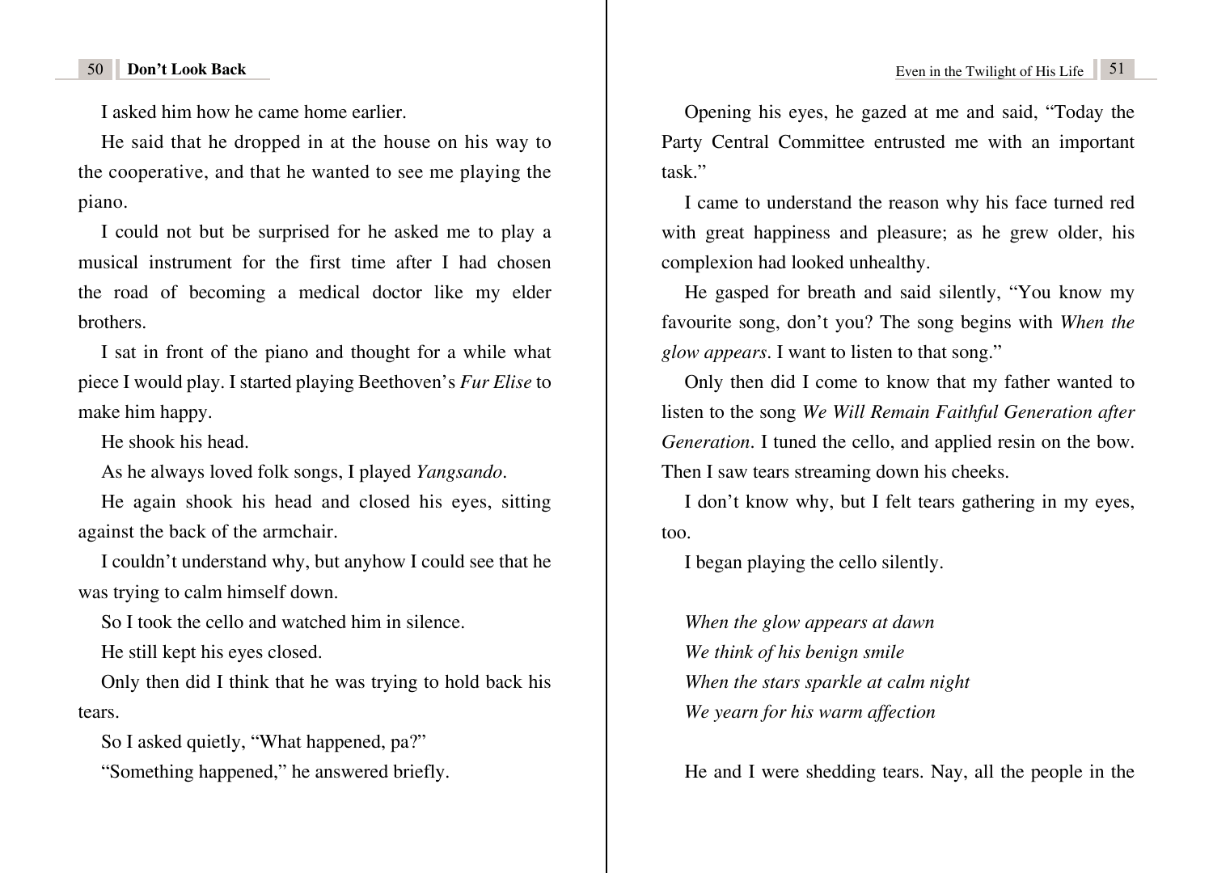I asked him how he came home earlier.

He said that he dropped in at the house on his way to the cooperative, and that he wanted to see me playing the piano.

I could not but be surprised for he asked me to play a musical instrument for the first time after I had chosen the road of becoming a medical doctor like my elder brothers.

I sat in front of the piano and thought for a while what piece I would play. I started playing Beethoven's *Fur Elise* to make him happy.

He shook his head.

As he always loved folk songs, I played *Yangsando*.

He again shook his head and closed his eyes, sitting against the back of the armchair.

I couldn't understand why, but anyhow I could see that he was trying to calm himself down.

So I took the cello and watched him in silence.

He still kept his eyes closed.

Only then did I think that he was trying to hold back his tears.

So I asked quietly, "What happened, pa?"

"Something happened," he answered briefly.

Opening his eyes, he gazed at me and said, "Today the Party Central Committee entrusted me with an important task."

I came to understand the reason why his face turned red with great happiness and pleasure; as he grew older, his complexion had looked unhealthy.

He gasped for breath and said silently, "You know my favourite song, don't you? The song begins with *When the glow appears*. I want to listen to that song."

Only then did I come to know that my father wanted to listen to the song *We Will Remain Faithful Generation after Generation*. I tuned the cello, and applied resin on the bow. Then I saw tears streaming down his cheeks.

I don't know why, but I felt tears gathering in my eyes, too.

I began playing the cello silently.

*When the glow appears at dawn*
*We think of his benign smile*
*When the stars sparkle at calm night*
*We yearn for his warm affection*

He and I were shedding tears. Nay, all the people in the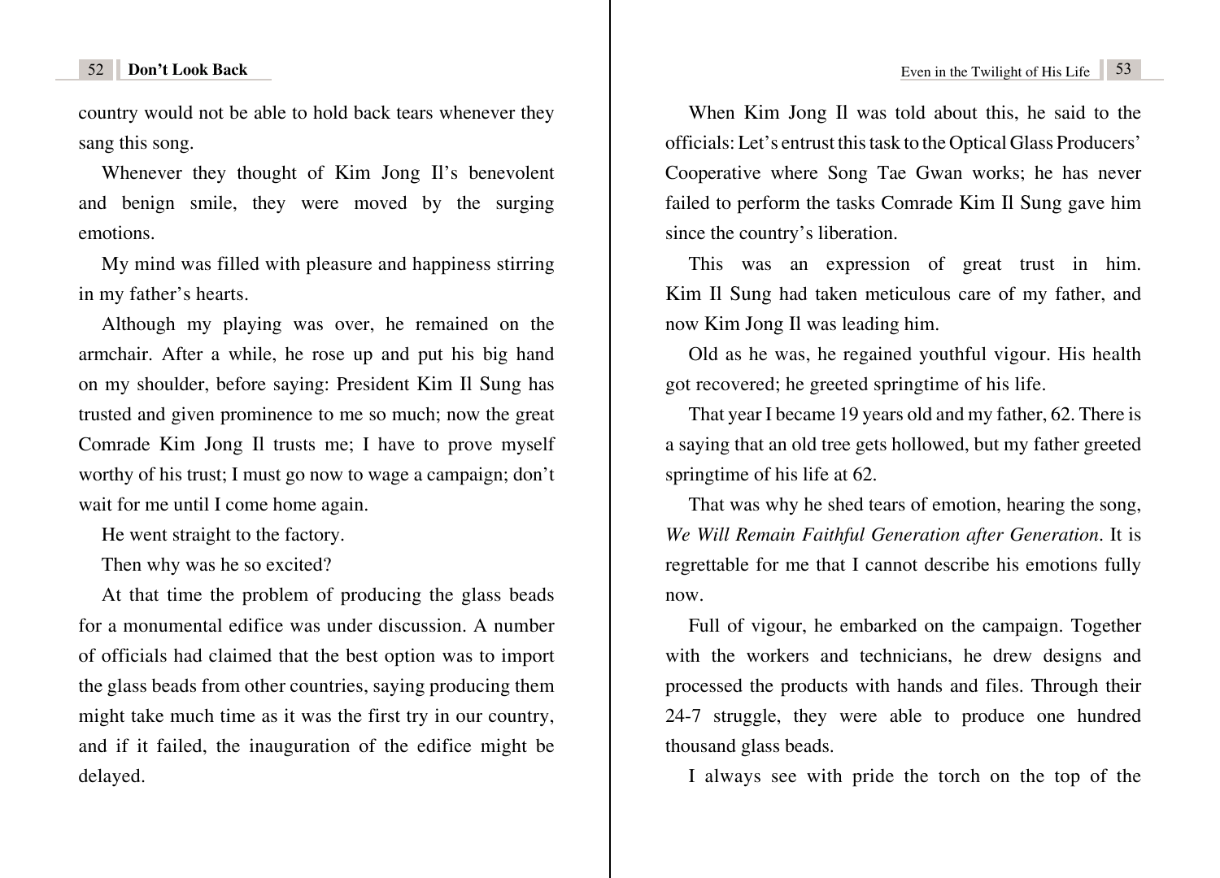country would not be able to hold back tears whenever they sang this song.

Whenever they thought of Kim Jong Il's benevolent and benign smile, they were moved by the surging emotions.

My mind was filled with pleasure and happiness stirring in my father's hearts.

Although my playing was over, he remained on the armchair. After a while, he rose up and put his big hand on my shoulder, before saying: President Kim Il Sung has trusted and given prominence to me so much; now the great Comrade Kim Jong Il trusts me; I have to prove myself worthy of his trust; I must go now to wage a campaign; don't wait for me until I come home again.

He went straight to the factory.

Then why was he so excited?

At that time the problem of producing the glass beads for a monumental edifice was under discussion. A number of officials had claimed that the best option was to import the glass beads from other countries, saying producing them might take much time as it was the first try in our country, and if it failed, the inauguration of the edifice might be delayed.

When Kim Jong Il was told about this, he said to the officials: Let's entrust this task to the Optical Glass Producers' Cooperative where Song Tae Gwan works; he has never failed to perform the tasks Comrade Kim Il Sung gave him since the country's liberation.

This was an expression of great trust in him. Kim Il Sung had taken meticulous care of my father, and now Kim Jong Il was leading him.

Old as he was, he regained youthful vigour. His health got recovered; he greeted springtime of his life.

That year I became 19 years old and my father, 62. There is a saying that an old tree gets hollowed, but my father greeted springtime of his life at 62.

That was why he shed tears of emotion, hearing the song, *We Will Remain Faithful Generation after Generation*. It is regrettable for me that I cannot describe his emotions fully now.

Full of vigour, he embarked on the campaign. Together with the workers and technicians, he drew designs and processed the products with hands and files. Through their 24-7 struggle, they were able to produce one hundred thousand glass beads.

I always see with pride the torch on the top of the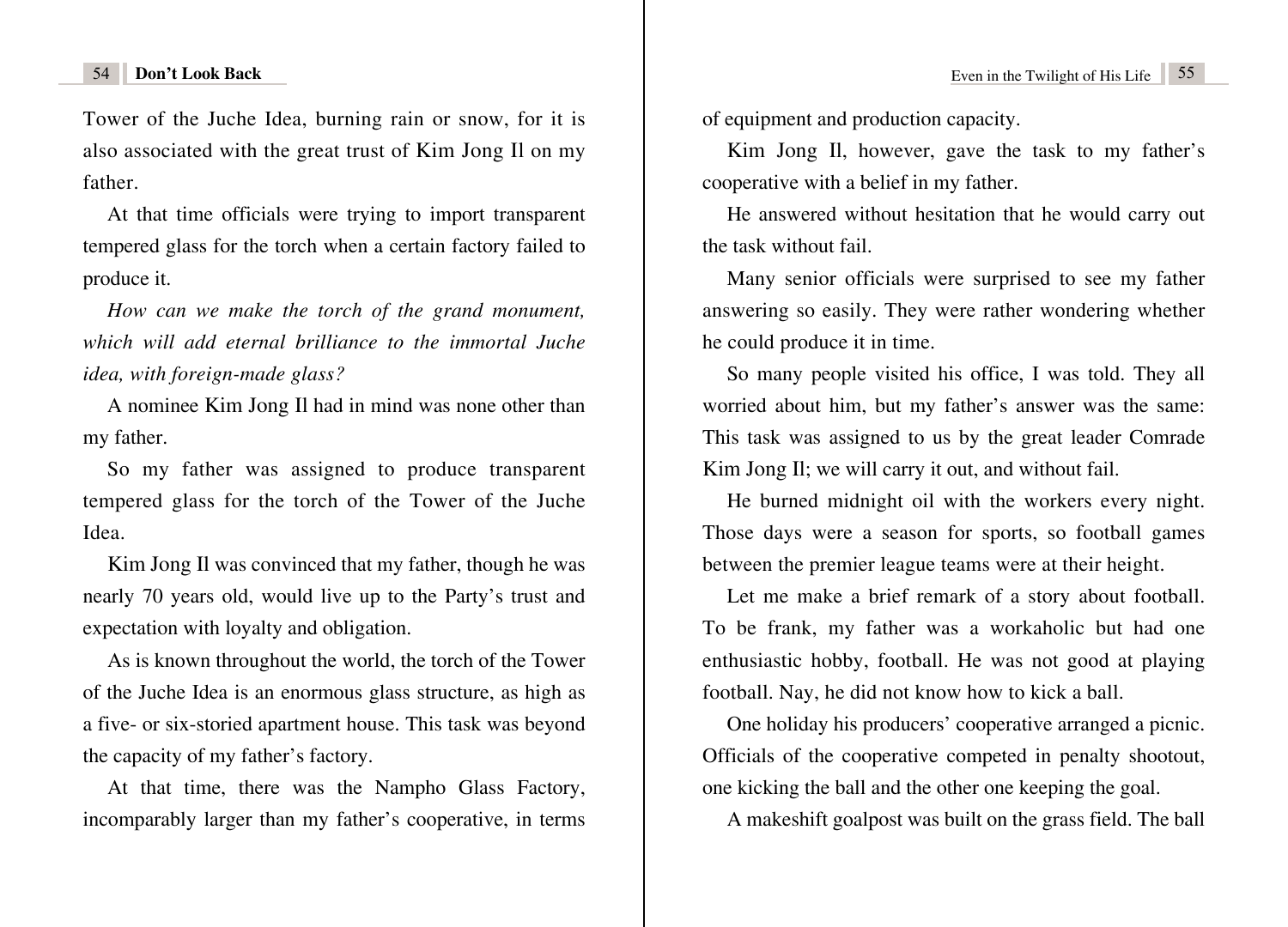Tower of the Juche Idea, burning rain or snow, for it is also associated with the great trust of Kim Jong Il on my father.

At that time officials were trying to import transparent tempered glass for the torch when a certain factory failed to produce it.

*How can we make the torch of the grand monument, which will add eternal brilliance to the immortal Juche idea, with foreign-made glass?*

A nominee Kim Jong Il had in mind was none other than my father.

So my father was assigned to produce transparent tempered glass for the torch of the Tower of the Juche Idea.

Kim Jong Il was convinced that my father, though he was nearly 70 years old, would live up to the Party's trust and expectation with loyalty and obligation.

As is known throughout the world, the torch of the Tower of the Juche Idea is an enormous glass structure, as high as a five- or six-storied apartment house. This task was beyond the capacity of my father's factory.

At that time, there was the Nampho Glass Factory, incomparably larger than my father's cooperative, in terms of equipment and production capacity.

Kim Jong Il, however, gave the task to my father's cooperative with a belief in my father.

He answered without hesitation that he would carry out the task without fail.

Many senior officials were surprised to see my father answering so easily. They were rather wondering whether he could produce it in time.

So many people visited his office, I was told. They all worried about him, but my father's answer was the same: This task was assigned to us by the great leader Comrade Kim Jong Il; we will carry it out, and without fail.

He burned midnight oil with the workers every night. Those days were a season for sports, so football games between the premier league teams were at their height.

Let me make a brief remark of a story about football. To be frank, my father was a workaholic but had one enthusiastic hobby, football. He was not good at playing football. Nay, he did not know how to kick a ball.

One holiday his producers' cooperative arranged a picnic. Officials of the cooperative competed in penalty shootout, one kicking the ball and the other one keeping the goal.

A makeshift goalpost was built on the grass field. The ball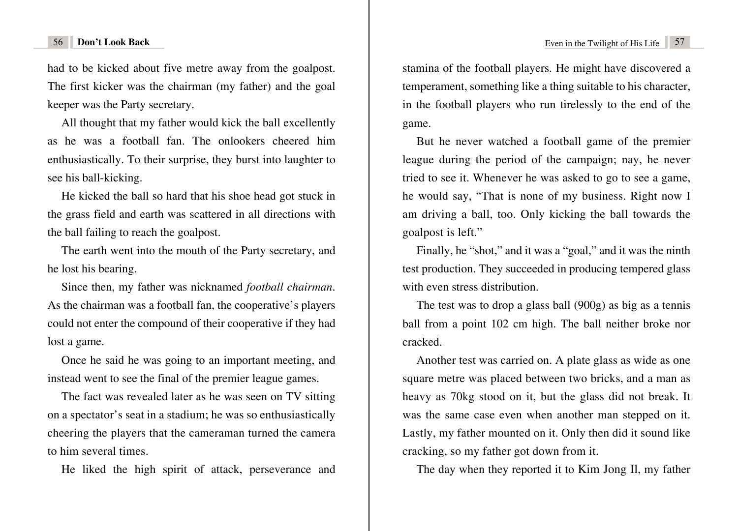had to be kicked about five metre away from the goalpost. The first kicker was the chairman (my father) and the goal keeper was the Party secretary.

All thought that my father would kick the ball excellently as he was a football fan. The onlookers cheered him enthusiastically. To their surprise, they burst into laughter to see his ball-kicking.

He kicked the ball so hard that his shoe head got stuck in the grass field and earth was scattered in all directions with the ball failing to reach the goalpost.

The earth went into the mouth of the Party secretary, and he lost his bearing.

Since then, my father was nicknamed *football chairman*. As the chairman was a football fan, the cooperative's players could not enter the compound of their cooperative if they had lost a game.

Once he said he was going to an important meeting, and instead went to see the final of the premier league games.

The fact was revealed later as he was seen on TV sitting on a spectator's seat in a stadium; he was so enthusiastically cheering the players that the cameraman turned the camera to him several times.

He liked the high spirit of attack, perseverance and stamina of the football players. He might have discovered a temperament, something like a thing suitable to his character, in the football players who run tirelessly to the end of the game.

But he never watched a football game of the premier league during the period of the campaign; nay, he never tried to see it. Whenever he was asked to go to see a game, he would say, "That is none of my business. Right now I am driving a ball, too. Only kicking the ball towards the goalpost is left."

Finally, he "shot," and it was a "goal," and it was the ninth test production. They succeeded in producing tempered glass with even stress distribution.

The test was to drop a glass ball (900g) as big as a tennis ball from a point 102 cm high. The ball neither broke nor cracked.

Another test was carried on. A plate glass as wide as one square metre was placed between two bricks, and a man as heavy as 70kg stood on it, but the glass did not break. It was the same case even when another man stepped on it. Lastly, my father mounted on it. Only then did it sound like cracking, so my father got down from it.

The day when they reported it to Kim Jong Il, my father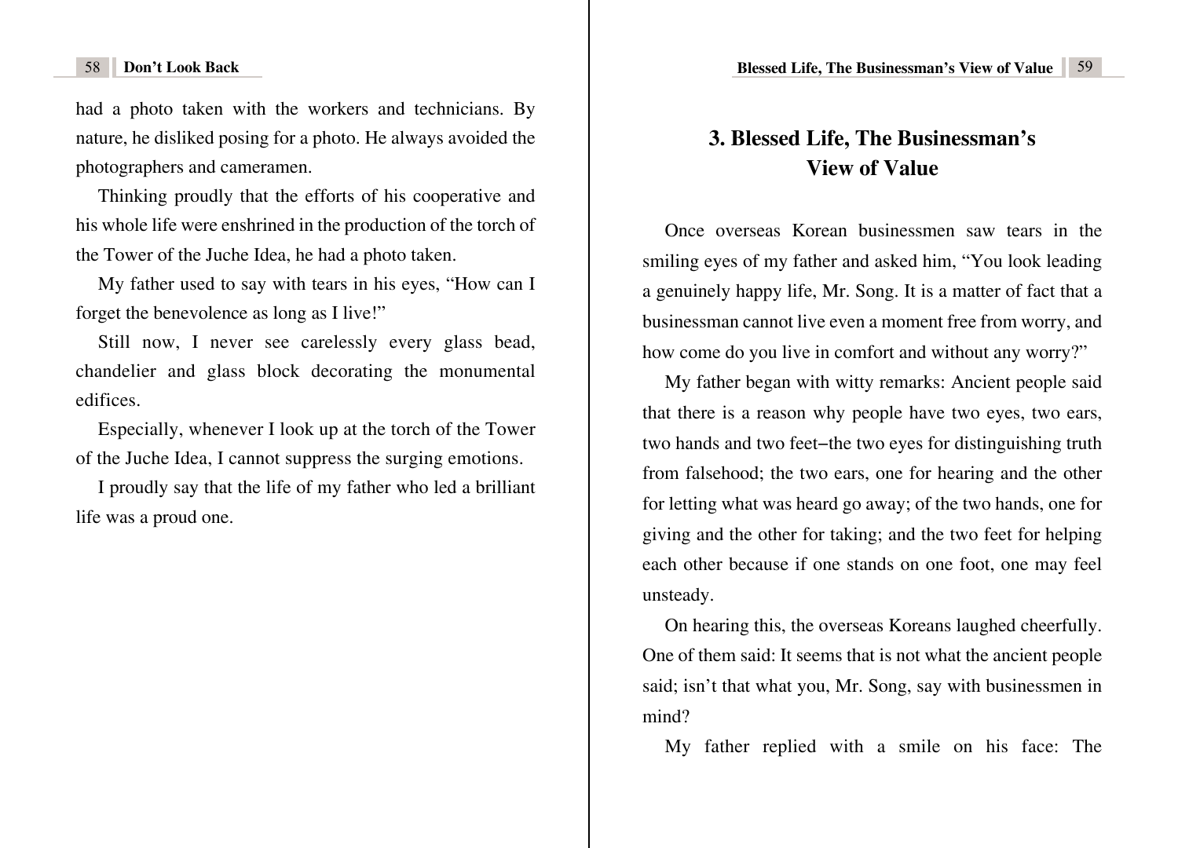had a photo taken with the workers and technicians. By nature, he disliked posing for a photo. He always avoided the photographers and cameramen.

Thinking proudly that the efforts of his cooperative and his whole life were enshrined in the production of the torch of the Tower of the Juche Idea, he had a photo taken.

My father used to say with tears in his eyes, “How can I forget the benevolence as long as I live!”

Still now, I never see carelessly every glass bead, chandelier and glass block decorating the monumental edifices.

Especially, whenever I look up at the torch of the Tower of the Juche Idea, I cannot suppress the surging emotions.

I proudly say that the life of my father who led a brilliant life was a proud one.

## 3. Blessed Life, The Businessman’s View of Value

Once overseas Korean businessmen saw tears in the smiling eyes of my father and asked him, “You look leading a genuinely happy life, Mr. Song. It is a matter of fact that a businessman cannot live even a moment free from worry, and how come do you live in comfort and without any worry?”

My father began with witty remarks: Ancient people said that there is a reason why people have two eyes, two ears, two hands and two feet–the two eyes for distinguishing truth from falsehood; the two ears, one for hearing and the other for letting what was heard go away; of the two hands, one for giving and the other for taking; and the two feet for helping each other because if one stands on one foot, one may feel unsteady.

On hearing this, the overseas Koreans laughed cheerfully. One of them said: It seems that is not what the ancient people said; isn’t that what you, Mr. Song, say with businessmen in mind?

My father replied with a smile on his face: The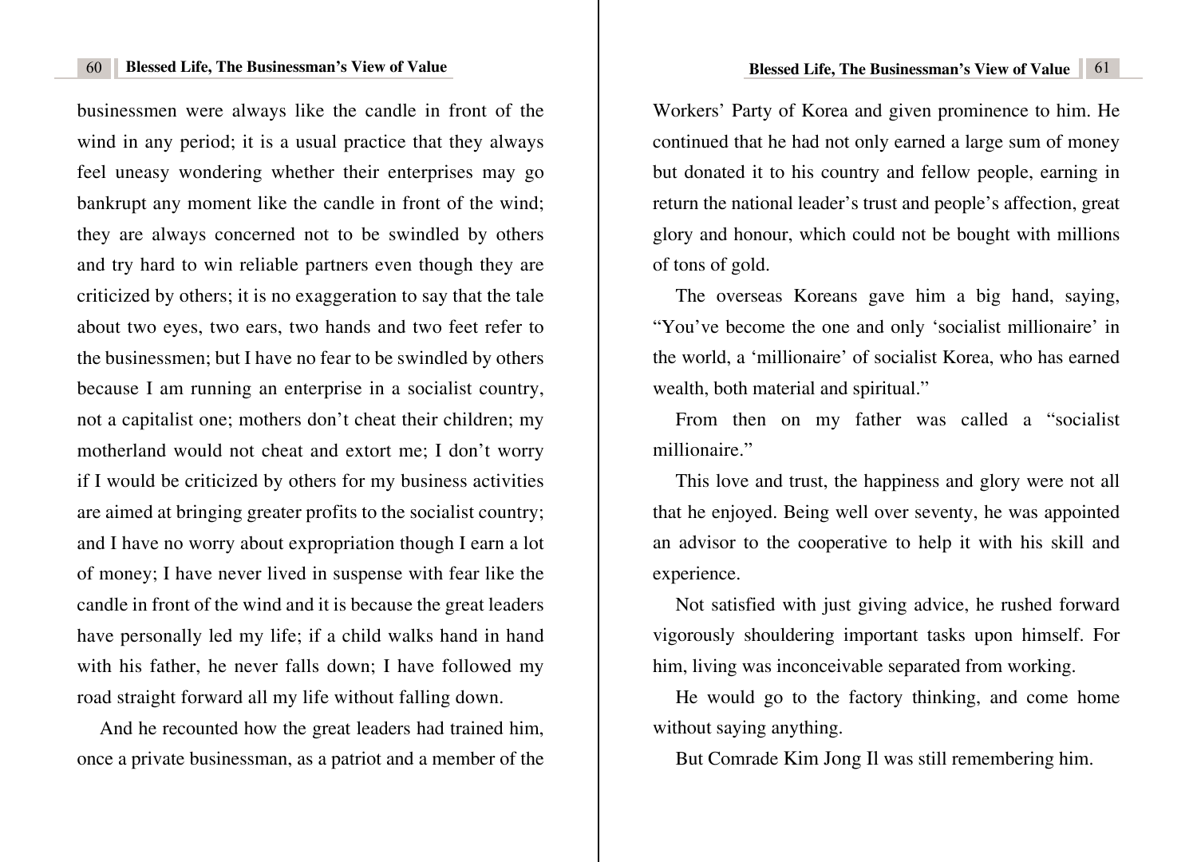businessmen were always like the candle in front of the wind in any period; it is a usual practice that they always feel uneasy wondering whether their enterprises may go bankrupt any moment like the candle in front of the wind; they are always concerned not to be swindled by others and try hard to win reliable partners even though they are criticized by others; it is no exaggeration to say that the tale about two eyes, two ears, two hands and two feet refer to the businessmen; but I have no fear to be swindled by others because I am running an enterprise in a socialist country, not a capitalist one; mothers don't cheat their children; my motherland would not cheat and extort me; I don't worry if I would be criticized by others for my business activities are aimed at bringing greater profits to the socialist country; and I have no worry about expropriation though I earn a lot of money; I have never lived in suspense with fear like the candle in front of the wind and it is because the great leaders have personally led my life; if a child walks hand in hand with his father, he never falls down; I have followed my road straight forward all my life without falling down.

And he recounted how the great leaders had trained him, once a private businessman, as a patriot and a member of the Workers' Party of Korea and given prominence to him. He continued that he had not only earned a large sum of money but donated it to his country and fellow people, earning in return the national leader's trust and people's affection, great glory and honour, which could not be bought with millions of tons of gold.

The overseas Koreans gave him a big hand, saying, "You've become the one and only 'socialist millionaire' in the world, a 'millionaire' of socialist Korea, who has earned wealth, both material and spiritual."

From then on my father was called a "socialist millionaire."

This love and trust, the happiness and glory were not all that he enjoyed. Being well over seventy, he was appointed an advisor to the cooperative to help it with his skill and experience.

Not satisfied with just giving advice, he rushed forward vigorously shouldering important tasks upon himself. For him, living was inconceivable separated from working.

He would go to the factory thinking, and come home without saying anything.

But Comrade Kim Jong Il was still remembering him.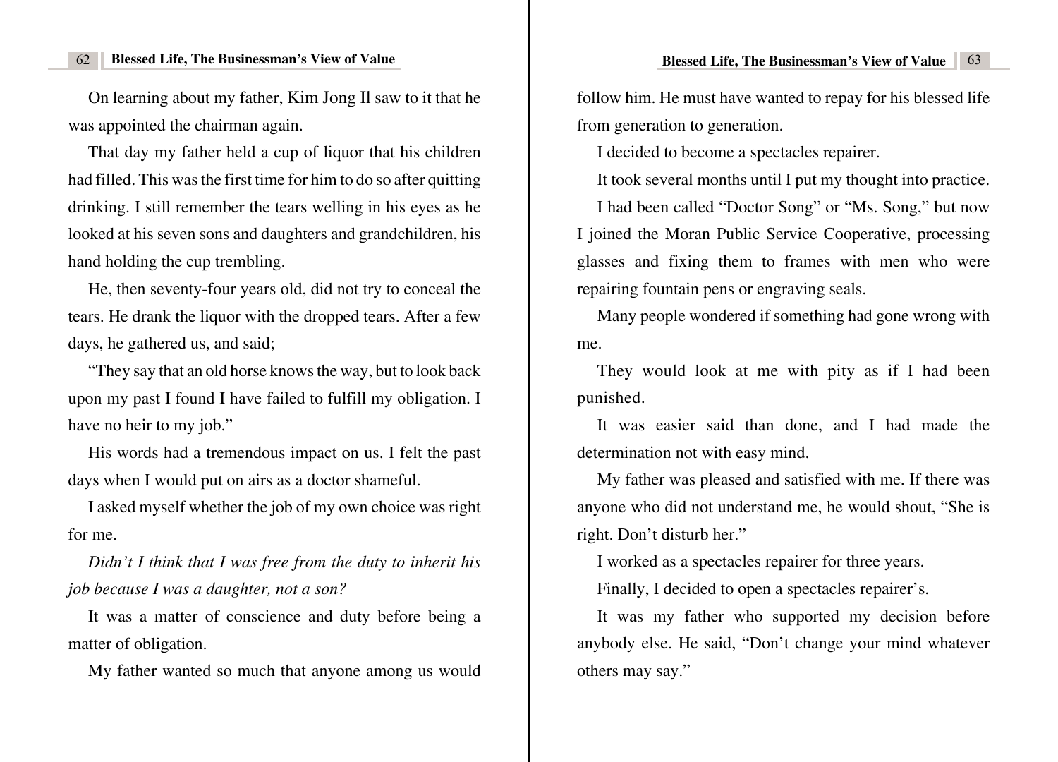On learning about my father, Kim Jong Il saw to it that he was appointed the chairman again.

That day my father held a cup of liquor that his children had filled. This was the first time for him to do so after quitting drinking. I still remember the tears welling in his eyes as he looked at his seven sons and daughters and grandchildren, his hand holding the cup trembling.

He, then seventy-four years old, did not try to conceal the tears. He drank the liquor with the dropped tears. After a few days, he gathered us, and said;

"They say that an old horse knows the way, but to look back upon my past I found I have failed to fulfill my obligation. I have no heir to my job."

His words had a tremendous impact on us. I felt the past days when I would put on airs as a doctor shameful.

I asked myself whether the job of my own choice was right for me.

*Didn't I think that I was free from the duty to inherit his job because I was a daughter, not a son?*

It was a matter of conscience and duty before being a matter of obligation.

My father wanted so much that anyone among us would follow him. He must have wanted to repay for his blessed life from generation to generation.

I decided to become a spectacles repairer.

It took several months until I put my thought into practice.

I had been called "Doctor Song" or "Ms. Song," but now I joined the Moran Public Service Cooperative, processing glasses and fixing them to frames with men who were repairing fountain pens or engraving seals.

Many people wondered if something had gone wrong with me.

They would look at me with pity as if I had been punished.

It was easier said than done, and I had made the determination not with easy mind.

My father was pleased and satisfied with me. If there was anyone who did not understand me, he would shout, "She is right. Don't disturb her."

I worked as a spectacles repairer for three years.

Finally, I decided to open a spectacles repairer's.

It was my father who supported my decision before anybody else. He said, "Don't change your mind whatever others may say."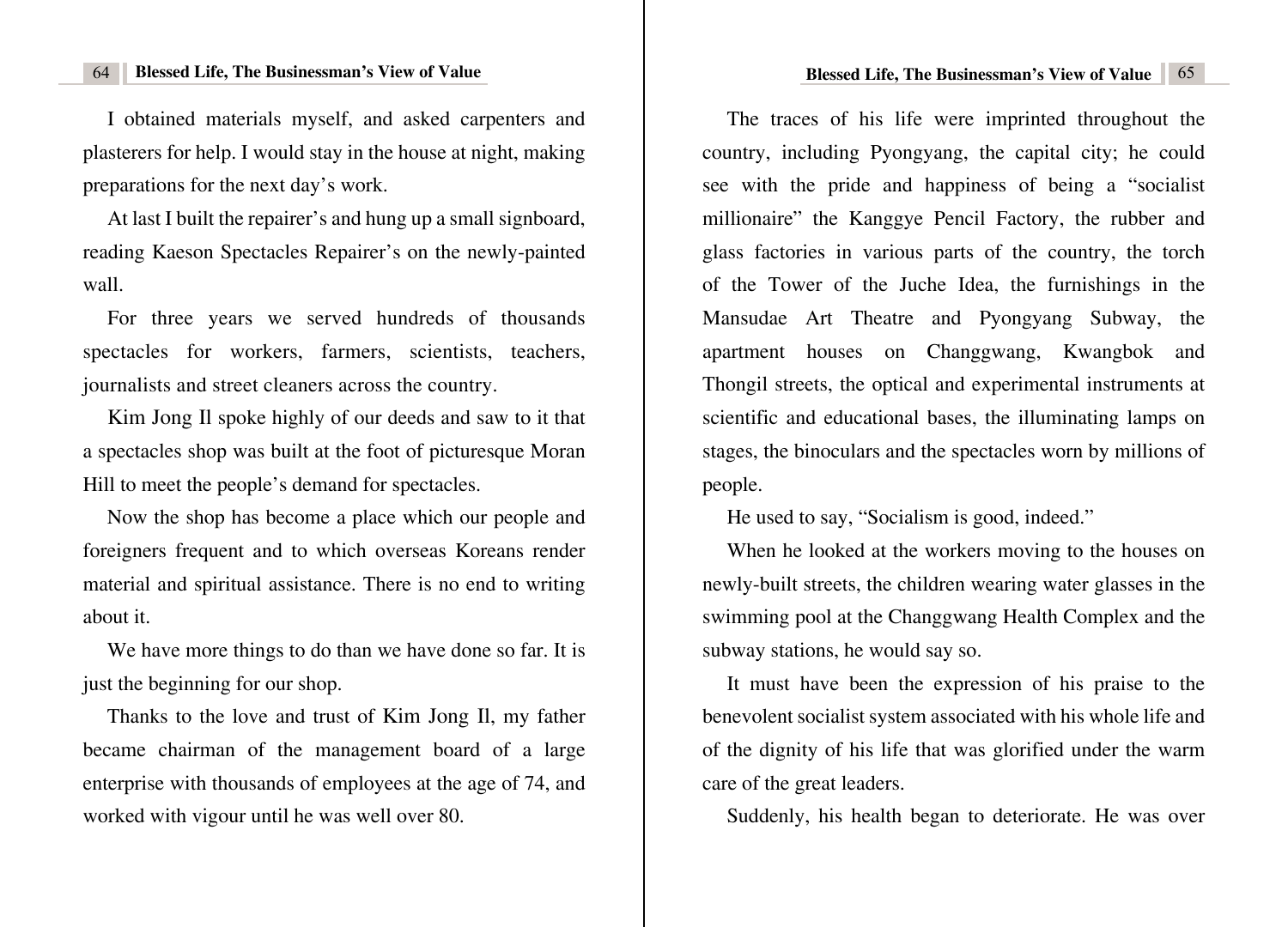I obtained materials myself, and asked carpenters and plasterers for help. I would stay in the house at night, making preparations for the next day's work.

At last I built the repairer's and hung up a small signboard, reading Kaeson Spectacles Repairer's on the newly-painted wall.

For three years we served hundreds of thousands spectacles for workers, farmers, scientists, teachers, journalists and street cleaners across the country.

Kim Jong Il spoke highly of our deeds and saw to it that a spectacles shop was built at the foot of picturesque Moran Hill to meet the people's demand for spectacles.

Now the shop has become a place which our people and foreigners frequent and to which overseas Koreans render material and spiritual assistance. There is no end to writing about it.

We have more things to do than we have done so far. It is just the beginning for our shop.

Thanks to the love and trust of Kim Jong Il, my father became chairman of the management board of a large enterprise with thousands of employees at the age of 74, and worked with vigour until he was well over 80.

The traces of his life were imprinted throughout the country, including Pyongyang, the capital city; he could see with the pride and happiness of being a "socialist millionaire" the Kanggye Pencil Factory, the rubber and glass factories in various parts of the country, the torch of the Tower of the Juche Idea, the furnishings in the Mansudae Art Theatre and Pyongyang Subway, the apartment houses on Changgwang, Kwangbok and Thongil streets, the optical and experimental instruments at scientific and educational bases, the illuminating lamps on stages, the binoculars and the spectacles worn by millions of people.

He used to say, "Socialism is good, indeed."

When he looked at the workers moving to the houses on newly-built streets, the children wearing water glasses in the swimming pool at the Changgwang Health Complex and the subway stations, he would say so.

It must have been the expression of his praise to the benevolent socialist system associated with his whole life and of the dignity of his life that was glorified under the warm care of the great leaders.

Suddenly, his health began to deteriorate. He was over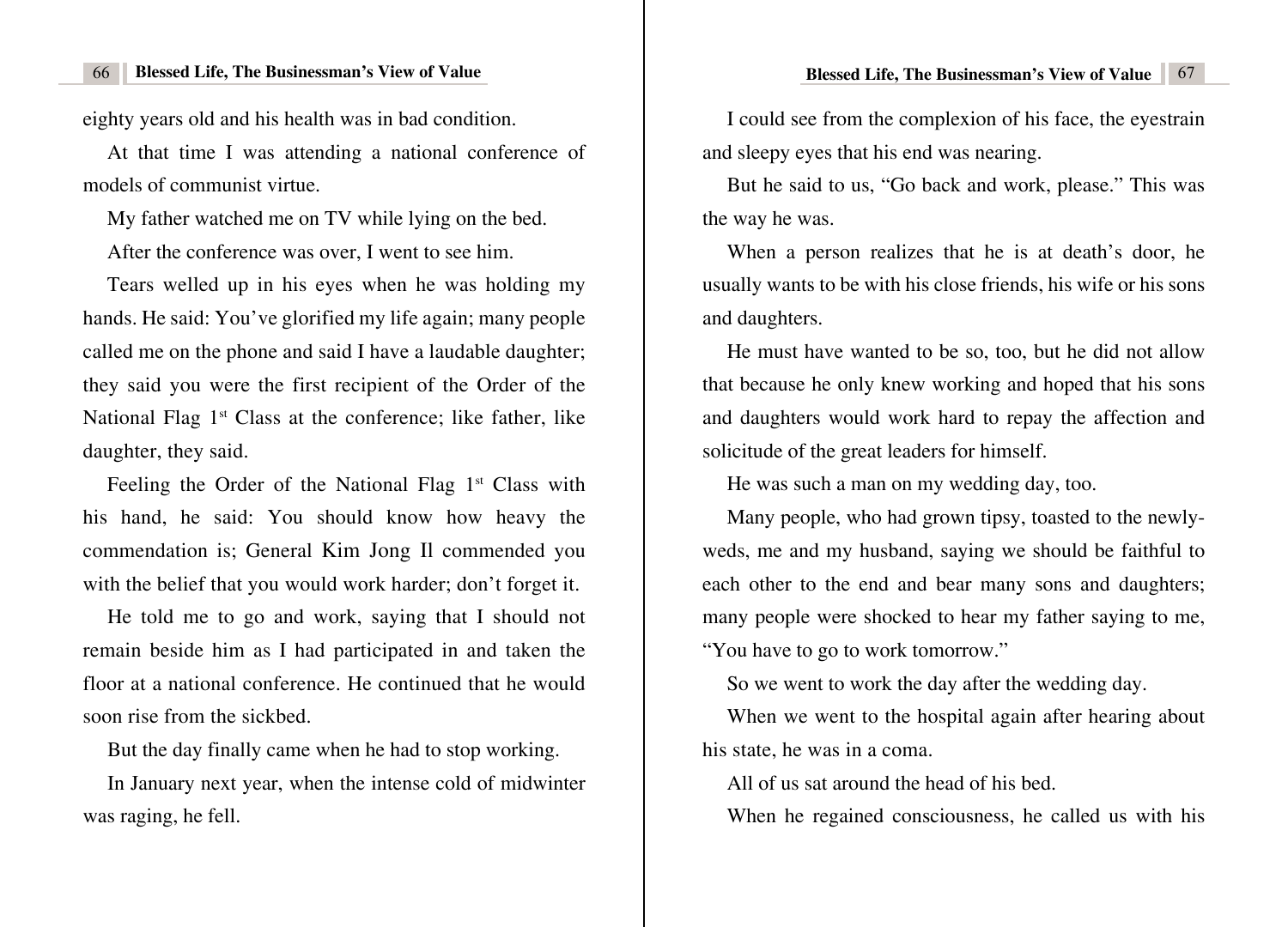eighty years old and his health was in bad condition.

At that time I was attending a national conference of models of communist virtue.

My father watched me on TV while lying on the bed.

After the conference was over, I went to see him.

Tears welled up in his eyes when he was holding my hands. He said: You've glorified my life again; many people called me on the phone and said I have a laudable daughter; they said you were the first recipient of the Order of the National Flag 1st Class at the conference; like father, like daughter, they said.

Feeling the Order of the National Flag 1st Class with his hand, he said: You should know how heavy the commendation is; General Kim Jong Il commended you with the belief that you would work harder; don't forget it.

He told me to go and work, saying that I should not remain beside him as I had participated in and taken the floor at a national conference. He continued that he would soon rise from the sickbed.

But the day finally came when he had to stop working.

In January next year, when the intense cold of midwinter was raging, he fell.

I could see from the complexion of his face, the eyestrain and sleepy eyes that his end was nearing.

But he said to us, "Go back and work, please." This was the way he was.

When a person realizes that he is at death's door, he usually wants to be with his close friends, his wife or his sons and daughters.

He must have wanted to be so, too, but he did not allow that because he only knew working and hoped that his sons and daughters would work hard to repay the affection and solicitude of the great leaders for himself.

He was such a man on my wedding day, too.

Many people, who had grown tipsy, toasted to the newly-weds, me and my husband, saying we should be faithful to each other to the end and bear many sons and daughters; many people were shocked to hear my father saying to me, "You have to go to work tomorrow."

So we went to work the day after the wedding day.

When we went to the hospital again after hearing about his state, he was in a coma.

All of us sat around the head of his bed.

When he regained consciousness, he called us with his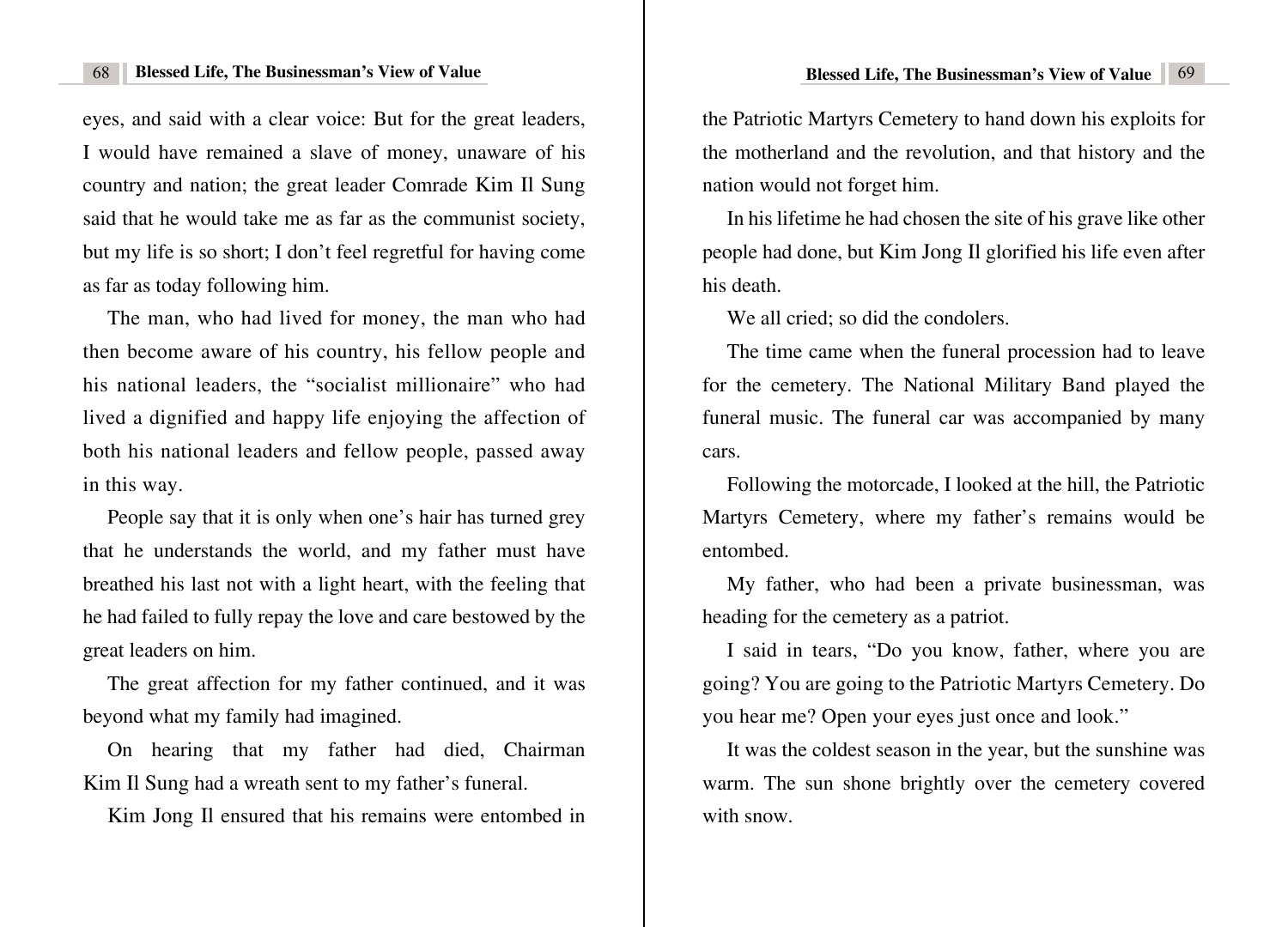eyes, and said with a clear voice: But for the great leaders, I would have remained a slave of money, unaware of his country and nation; the great leader Comrade Kim Il Sung said that he would take me as far as the communist society, but my life is so short; I don't feel regretful for having come as far as today following him.

The man, who had lived for money, the man who had then become aware of his country, his fellow people and his national leaders, the "socialist millionaire" who had lived a dignified and happy life enjoying the affection of both his national leaders and fellow people, passed away in this way.

People say that it is only when one's hair has turned grey that he understands the world, and my father must have breathed his last not with a light heart, with the feeling that he had failed to fully repay the love and care bestowed by the great leaders on him.

The great affection for my father continued, and it was beyond what my family had imagined.

On hearing that my father had died, Chairman Kim Il Sung had a wreath sent to my father's funeral.

Kim Jong Il ensured that his remains were entombed in the Patriotic Martyrs Cemetery to hand down his exploits for the motherland and the revolution, and that history and the nation would not forget him.

In his lifetime he had chosen the site of his grave like other people had done, but Kim Jong Il glorified his life even after his death.

We all cried; so did the condolers.

The time came when the funeral procession had to leave for the cemetery. The National Military Band played the funeral music. The funeral car was accompanied by many cars.

Following the motorcade, I looked at the hill, the Patriotic Martyrs Cemetery, where my father's remains would be entombed.

My father, who had been a private businessman, was heading for the cemetery as a patriot.

I said in tears, "Do you know, father, where you are going? You are going to the Patriotic Martyrs Cemetery. Do you hear me? Open your eyes just once and look."

It was the coldest season in the year, but the sunshine was warm. The sun shone brightly over the cemetery covered with snow.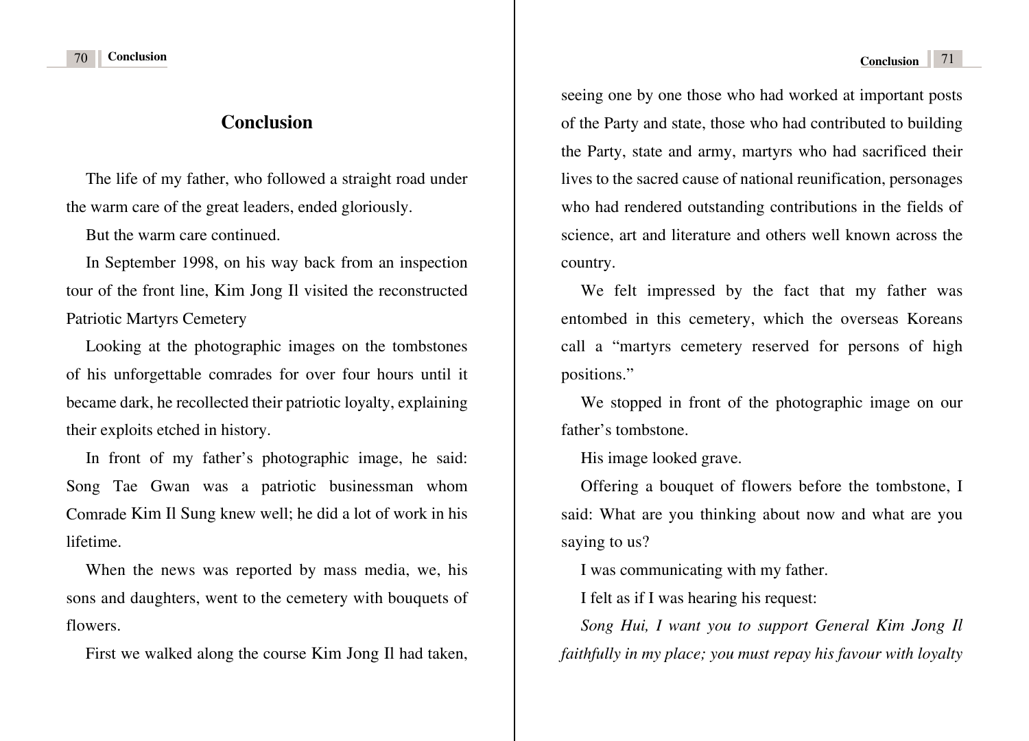# Conclusion

The life of my father, who followed a straight road under the warm care of the great leaders, ended gloriously.

But the warm care continued.

In September 1998, on his way back from an inspection tour of the front line, Kim Jong Il visited the reconstructed Patriotic Martyrs Cemetery

Looking at the photographic images on the tombstones of his unforgettable comrades for over four hours until it became dark, he recollected their patriotic loyalty, explaining their exploits etched in history.

In front of my father's photographic image, he said: Song Tae Gwan was a patriotic businessman whom Comrade Kim Il Sung knew well; he did a lot of work in his lifetime.

When the news was reported by mass media, we, his sons and daughters, went to the cemetery with bouquets of flowers.

First we walked along the course Kim Jong Il had taken, seeing one by one those who had worked at important posts of the Party and state, those who had contributed to building the Party, state and army, martyrs who had sacrificed their lives to the sacred cause of national reunification, personages who had rendered outstanding contributions in the fields of science, art and literature and others well known across the country.

We felt impressed by the fact that my father was entombed in this cemetery, which the overseas Koreans call a "martyrs cemetery reserved for persons of high positions."

We stopped in front of the photographic image on our father's tombstone.

His image looked grave.

Offering a bouquet of flowers before the tombstone, I said: What are you thinking about now and what are you saying to us?

I was communicating with my father.

I felt as if I was hearing his request:

*Song Hui, I want you to support General Kim Jong Il faithfully in my place; you must repay his favour with loyalty*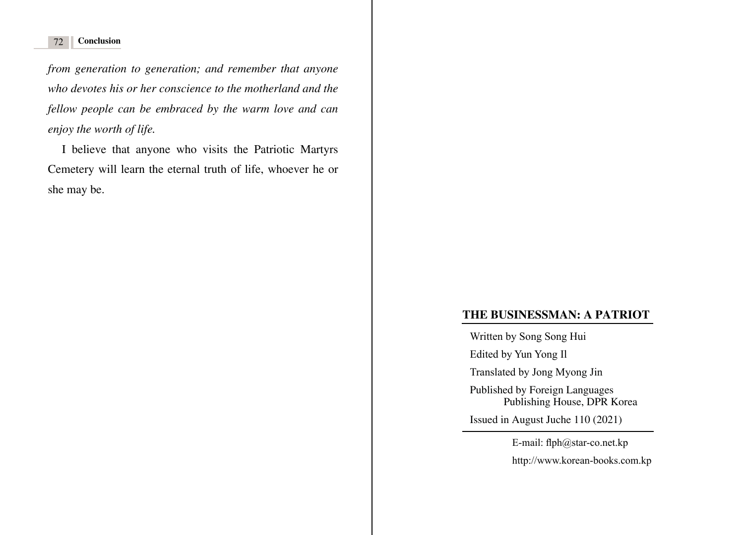*from generation to generation; and remember that anyone who devotes his or her conscience to the motherland and the fellow people can be embraced by the warm love and can enjoy the worth of life.*

I believe that anyone who visits the Patriotic Martyrs Cemetery will learn the eternal truth of life, whoever he or she may be.

**THE BUSINESSMAN: A PATRIOT**

Written by Song Song Hui

Edited by Yun Yong Il

Translated by Jong Myong Jin

Published by Foreign Languages Publishing House, DPR Korea

Issued in August Juche 110 (2021)

E-mail: flph@star-co.net.kp

http://www.korean-books.com.kp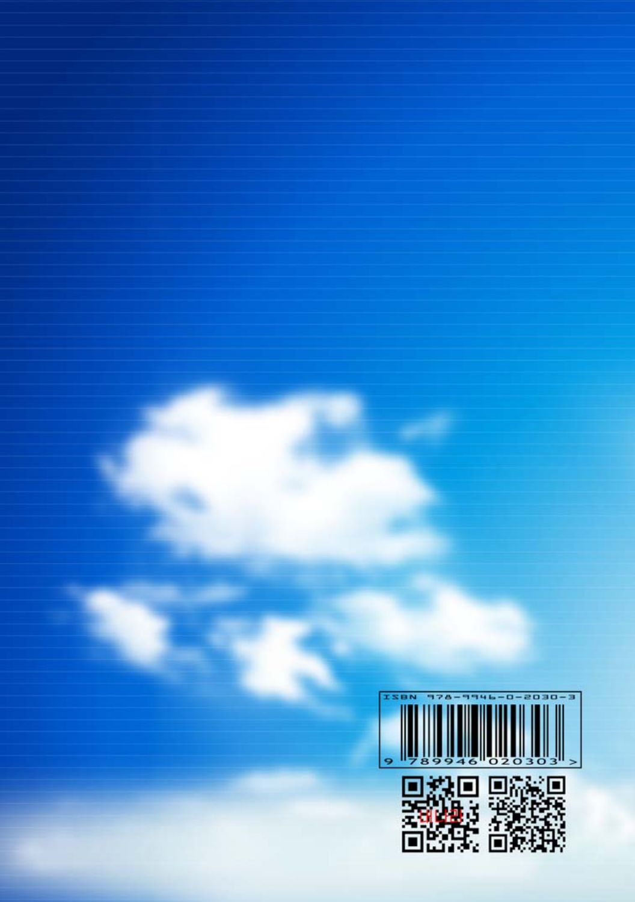ISBN 978-9946-0-2030-3

9 789946 020303 >